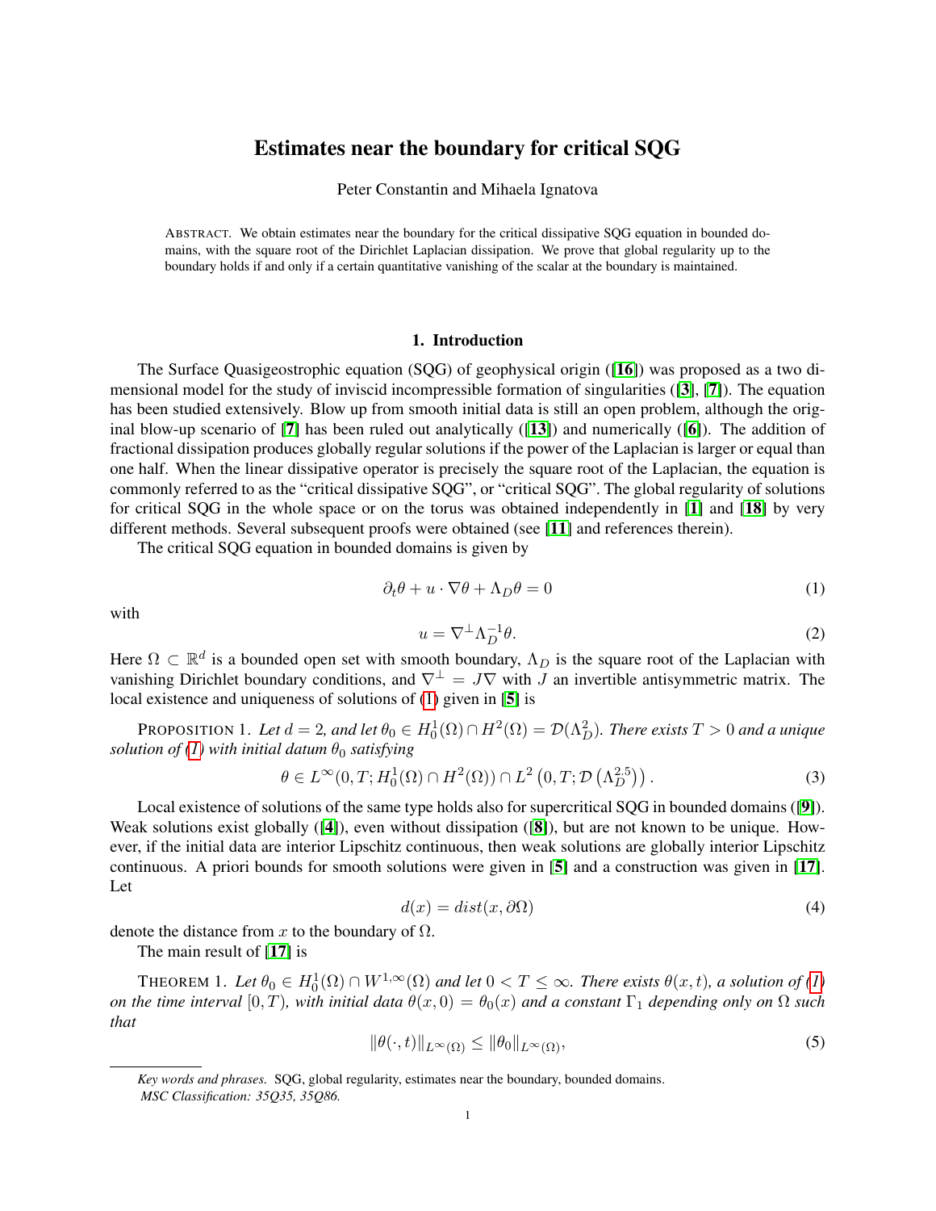# Estimates near the boundary for critical SQG

Peter Constantin and Mihaela Ignatova

ABSTRACT. We obtain estimates near the boundary for the critical dissipative SQG equation in bounded domains, with the square root of the Dirichlet Laplacian dissipation. We prove that global regularity up to the boundary holds if and only if a certain quantitative vanishing of the scalar at the boundary is maintained.

## 1. Introduction

The Surface Quasigeostrophic equation (SQG) of geophysical origin ([16]) was proposed as a two dimensional model for the study of inviscid incompressible formation of singularities ([3], [7]). The equation has been studied extensively. Blow up from smooth initial data is still an open problem, although the original blow-up scenario of [7] has been ruled out analytically ([13]) and numerically ([6]). The addition of fractional dissipation produces globally regular solutions if the power of the Laplacian is larger or equal than one half. When the linear dissipative operator is precisely the square root of the Laplacian, the equation is commonly referred to as the "critical dissipative SQG", or "critical SQG". The global regularity of solutions for critical SQG in the whole space or on the torus was obtained independently in [1] and [18] by very different methods. Several subsequent proofs were obtained (see [11] and references therein).

The critical SQG equation in bounded domains is given by

$$\partial_t\theta + u\cdot\nabla\theta + \Lambda_D\theta = 0 \tag{1}$$

with

$$u = \nabla^{\perp}\Lambda_D^{-1}\theta. \tag{2}$$

Here $\Omega\subset\mathbb{R}^d$ is a bounded open set with smooth boundary, $\Lambda_D$ is the square root of the Laplacian with vanishing Dirichlet boundary conditions, and $\nabla^{\perp} = J\nabla$ with $J$ an invertible antisymmetric matrix. The local existence and uniqueness of solutions of (1) given in [5] is

PROPOSITION 1. *Let $d = 2$, and let $\theta_0\in H_0^1(\Omega)\cap H^2(\Omega) = \mathcal{D}(\Lambda_D^2)$. There exists $T > 0$ and a unique solution of (1) with initial datum $\theta_0$ satisfying*

$$\theta\in L^{\infty}(0,T;H_0^1(\Omega)\cap H^2(\Omega))\cap L^2\left(0,T;\mathcal{D}\left(\Lambda_D^{2.5}\right)\right). \tag{3}$$

Local existence of solutions of the same type holds also for supercritical SQG in bounded domains ([9]). Weak solutions exist globally ([4]), even without dissipation ([8]), but are not known to be unique. However, if the initial data are interior Lipschitz continuous, then weak solutions are globally interior Lipschitz continuous. A priori bounds for smooth solutions were given in [5] and a construction was given in [17]. Let

$$d(x) = dist(x,\partial\Omega) \tag{4}$$

denote the distance from $x$ to the boundary of $\Omega$.

The main result of [17] is

THEOREM 1. *Let $\theta_0\in H_0^1(\Omega)\cap W^{1,\infty}(\Omega)$ and let $0 < T\le\infty$. There exists $\theta(x,t)$, a solution of (1) on the time interval $[0,T)$, with initial data $\theta(x,0) = \theta_0(x)$ and a constant $\Gamma_1$ depending only on $\Omega$ such that*

$$\|\theta(\cdot,t)\|_{L^{\infty}(\Omega)}\le\|\theta_0\|_{L^{\infty}(\Omega)}, \tag{5}$$

*Key words and phrases.* SQG, global regularity, estimates near the boundary, bounded domains.
*MSC Classification: 35Q35, 35Q86.*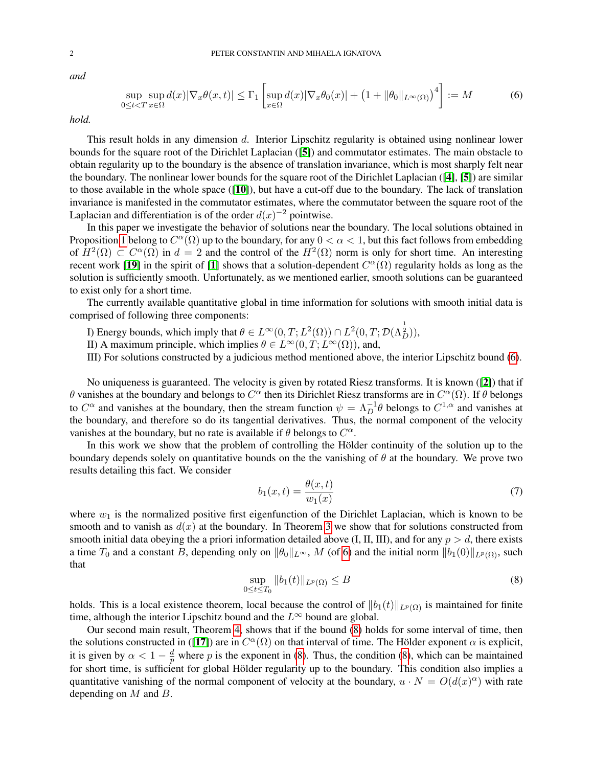*and*

$$\sup_{0\le t<T}\sup_{x\in\Omega} d(x)|\nabla_x\theta(x,t)| \le \Gamma_1\left[\sup_{x\in\Omega} d(x)|\nabla_x\theta_0(x)| + \left(1+\|\theta_0\|_{L^\infty(\Omega)}\right)^4\right] := M \tag{6}$$

*hold.*

This result holds in any dimension $d$. Interior Lipschitz regularity is obtained using nonlinear lower bounds for the square root of the Dirichlet Laplacian ([5]) and commutator estimates. The main obstacle to obtain regularity up to the boundary is the absence of translation invariance, which is most sharply felt near the boundary. The nonlinear lower bounds for the square root of the Dirichlet Laplacian ([4], [5]) are similar to those available in the whole space ([10]), but have a cut-off due to the boundary. The lack of translation invariance is manifested in the commutator estimates, where the commutator between the square root of the Laplacian and differentiation is of the order $d(x)^{-2}$ pointwise.

In this paper we investigate the behavior of solutions near the boundary. The local solutions obtained in Proposition 1 belong to $C^\alpha(\Omega)$ up to the boundary, for any $0<\alpha<1$, but this fact follows from embedding of $H^2(\Omega)\subset C^\alpha(\Omega)$ in $d=2$ and the control of the $H^2(\Omega)$ norm is only for short time. An interesting recent work [19] in the spirit of [1] shows that a solution-dependent $C^\alpha(\Omega)$ regularity holds as long as the solution is sufficiently smooth. Unfortunately, as we mentioned earlier, smooth solutions can be guaranteed to exist only for a short time.

The currently available quantitative global in time information for solutions with smooth initial data is comprised of following three components:

I) Energy bounds, which imply that $\theta\in L^\infty(0,T;L^2(\Omega))\cap L^2(0,T;\mathcal{D}(\Lambda_D^{\frac{1}{2}}))$,
II) A maximum principle, which implies $\theta\in L^\infty(0,T;L^\infty(\Omega))$, and,
III) For solutions constructed by a judicious method mentioned above, the interior Lipschitz bound (6).

No uniqueness is guaranteed. The velocity is given by rotated Riesz transforms. It is known ([2]) that if $\theta$ vanishes at the boundary and belongs to $C^\alpha$ then its Dirichlet Riesz transforms are in $C^\alpha(\Omega)$. If $\theta$ belongs to $C^\alpha$ and vanishes at the boundary, then the stream function $\psi=\Lambda_D^{-1}\theta$ belongs to $C^{1,\alpha}$ and vanishes at the boundary, and therefore so do its tangential derivatives. Thus, the normal component of the velocity vanishes at the boundary, but no rate is available if $\theta$ belongs to $C^\alpha$.

In this work we show that the problem of controlling the Hölder continuity of the solution up to the boundary depends solely on quantitative bounds on the the vanishing of $\theta$ at the boundary. We prove two results detailing this fact. We consider

$$b_1(x,t)=\frac{\theta(x,t)}{w_1(x)} \tag{7}$$

where $w_1$ is the normalized positive first eigenfunction of the Dirichlet Laplacian, which is known to be smooth and to vanish as $d(x)$ at the boundary. In Theorem 3 we show that for solutions constructed from smooth initial data obeying the a priori information detailed above (I, II, III), and for any $p>d$, there exists a time $T_0$ and a constant $B$, depending only on $\|\theta_0\|_{L^\infty}$, $M$ (of 6) and the initial norm $\|b_1(0)\|_{L^p(\Omega)}$, such that

$$\sup_{0\le t\le T_0}\|b_1(t)\|_{L^p(\Omega)}\le B \tag{8}$$

holds. This is a local existence theorem, local because the control of $\|b_1(t)\|_{L^p(\Omega)}$ is maintained for finite time, although the interior Lipschitz bound and the $L^\infty$ bound are global.

Our second main result, Theorem 4, shows that if the bound (8) holds for some interval of time, then the solutions constructed in ([17]) are in $C^\alpha(\Omega)$ on that interval of time. The Hölder exponent $\alpha$ is explicit, it is given by $\alpha<1-\frac{d}{p}$ where $p$ is the exponent in (8). Thus, the condition (8), which can be maintained for short time, is sufficient for global Hölder regularity up to the boundary. This condition also implies a quantitative vanishing of the normal component of velocity at the boundary, $u\cdot N=O(d(x)^\alpha)$ with rate depending on $M$ and $B$.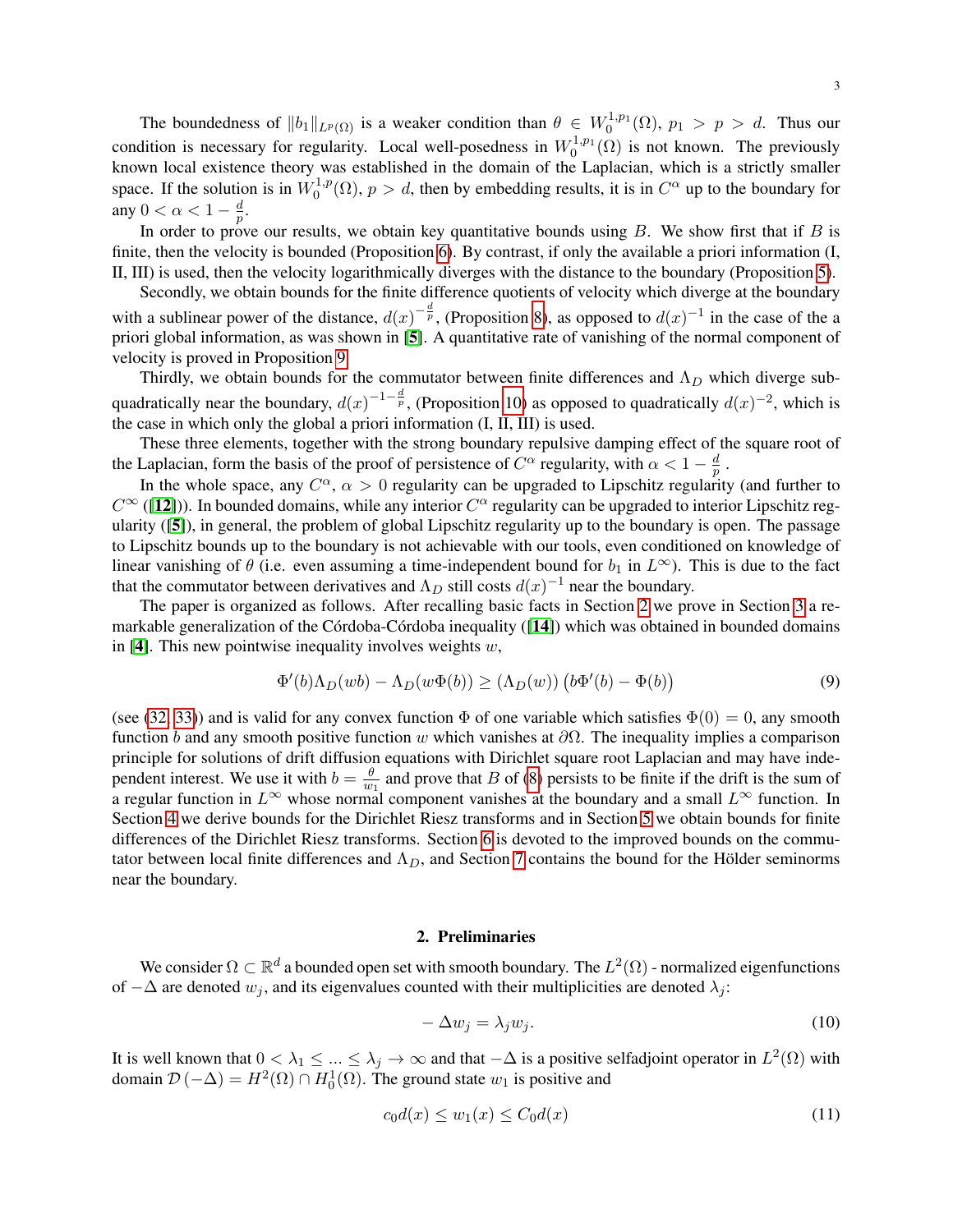The boundedness of $\|b_1\|_{L^p(\Omega)}$ is a weaker condition than $\theta \in W_0^{1,p_1}(\Omega)$, $p_1 > p > d$. Thus our condition is necessary for regularity. Local well-posedness in $W_0^{1,p_1}(\Omega)$ is not known. The previously known local existence theory was established in the domain of the Laplacian, which is a strictly smaller space. If the solution is in $W_0^{1,p}(\Omega)$, $p > d$, then by embedding results, it is in $C^\alpha$ up to the boundary for any $0 < \alpha < 1 - \frac{d}{p}$.

In order to prove our results, we obtain key quantitative bounds using $B$. We show first that if $B$ is finite, then the velocity is bounded (Proposition 6). By contrast, if only the available a priori information (I, II, III) is used, then the velocity logarithmically diverges with the distance to the boundary (Proposition 5).

Secondly, we obtain bounds for the finite difference quotients of velocity which diverge at the boundary with a sublinear power of the distance, $d(x)^{-\frac{d}{p}}$, (Proposition 8), as opposed to $d(x)^{-1}$ in the case of the a priori global information, as was shown in [5]. A quantitative rate of vanishing of the normal component of velocity is proved in Proposition 9.

Thirdly, we obtain bounds for the commutator between finite differences and $\Lambda_D$ which diverge sub-quadratically near the boundary, $d(x)^{-1-\frac{d}{p}}$, (Proposition 10) as opposed to quadratically $d(x)^{-2}$, which is the case in which only the global a priori information (I, II, III) is used.

These three elements, together with the strong boundary repulsive damping effect of the square root of the Laplacian, form the basis of the proof of persistence of $C^\alpha$ regularity, with $\alpha < 1 - \frac{d}{p}$.

In the whole space, any $C^\alpha$, $\alpha > 0$ regularity can be upgraded to Lipschitz regularity (and further to $C^\infty$ ([12])). In bounded domains, while any interior $C^\alpha$ regularity can be upgraded to interior Lipschitz regularity ([5]), in general, the problem of global Lipschitz regularity up to the boundary is open. The passage to Lipschitz bounds up to the boundary is not achievable with our tools, even conditioned on knowledge of linear vanishing of $\theta$ (i.e. even assuming a time-independent bound for $b_1$ in $L^\infty$). This is due to the fact that the commutator between derivatives and $\Lambda_D$ still costs $d(x)^{-1}$ near the boundary.

The paper is organized as follows. After recalling basic facts in Section 2 we prove in Section 3 a remarkable generalization of the Córdoba-Córdoba inequality ([14]) which was obtained in bounded domains in [4]. This new pointwise inequality involves weights $w$,

$$\Phi'(b)\Lambda_D(wb) - \Lambda_D(w\Phi(b)) \geq (\Lambda_D(w))\left(b\Phi'(b) - \Phi(b)\right) \tag{9}$$

(see (32, 33)) and is valid for any convex function $\Phi$ of one variable which satisfies $\Phi(0) = 0$, any smooth function $b$ and any smooth positive function $w$ which vanishes at $\partial\Omega$. The inequality implies a comparison principle for solutions of drift diffusion equations with Dirichlet square root Laplacian and may have independent interest. We use it with $b = \frac{\theta}{w_1}$ and prove that $B$ of (8) persists to be finite if the drift is the sum of a regular function in $L^\infty$ whose normal component vanishes at the boundary and a small $L^\infty$ function. In Section 4 we derive bounds for the Dirichlet Riesz transforms and in Section 5 we obtain bounds for finite differences of the Dirichlet Riesz transforms. Section 6 is devoted to the improved bounds on the commutator between local finite differences and $\Lambda_D$, and Section 7 contains the bound for the Hölder seminorms near the boundary.

## 2. Preliminaries

We consider $\Omega \subset \mathbb{R}^d$ a bounded open set with smooth boundary. The $L^2(\Omega)$ - normalized eigenfunctions of $-\Delta$ are denoted $w_j$, and its eigenvalues counted with their multiplicities are denoted $\lambda_j$:

$$-\Delta w_j = \lambda_j w_j. \tag{10}$$

It is well known that $0 < \lambda_1 \leq ... \leq \lambda_j \to \infty$ and that $-\Delta$ is a positive selfadjoint operator in $L^2(\Omega)$ with domain $\mathcal{D}(-\Delta) = H^2(\Omega) \cap H_0^1(\Omega)$. The ground state $w_1$ is positive and

$$c_0 d(x) \leq w_1(x) \leq C_0 d(x) \tag{11}$$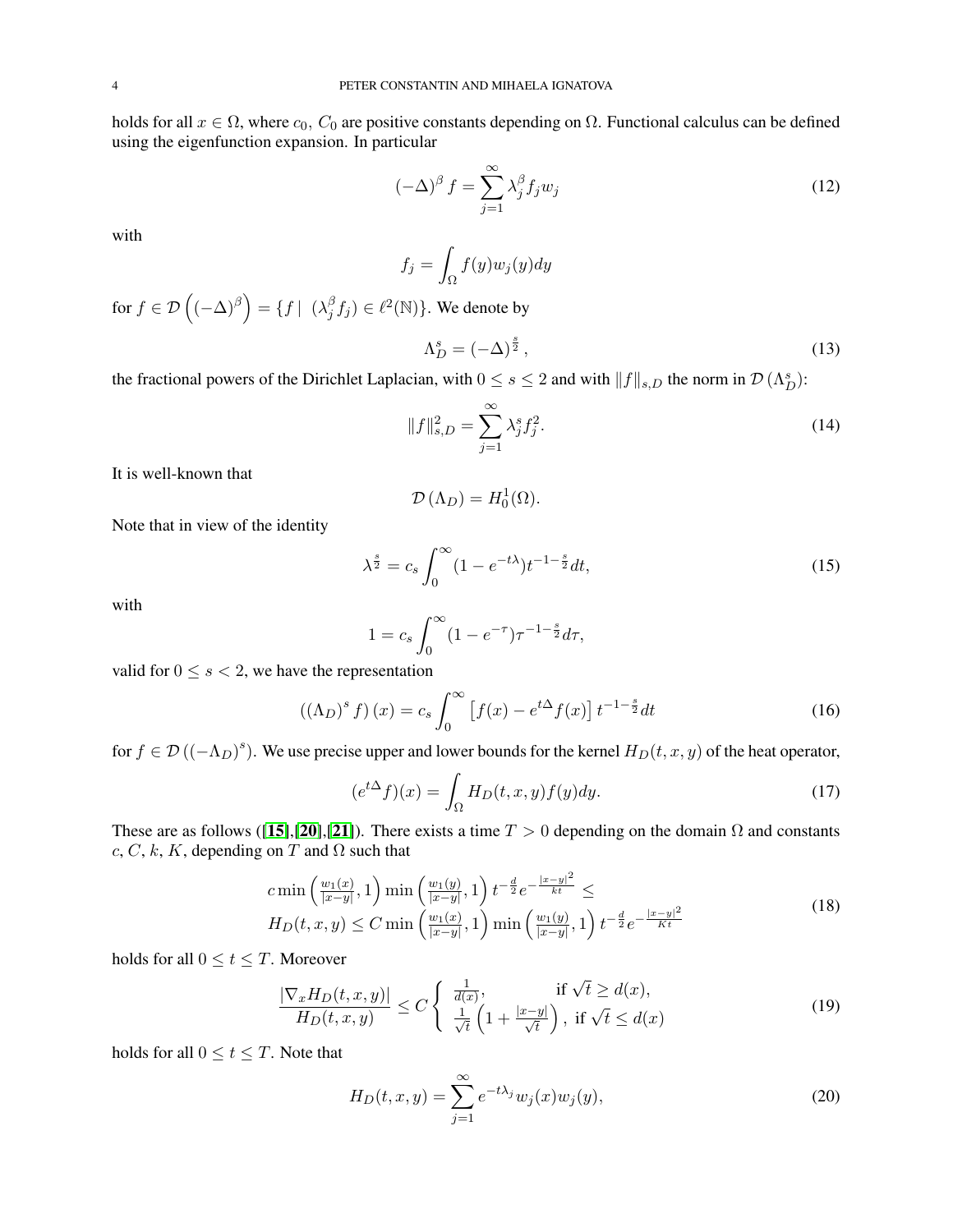holds for all $x \in \Omega$, where $c_0$, $C_0$ are positive constants depending on $\Omega$. Functional calculus can be defined using the eigenfunction expansion. In particular

$$
(-\Delta)^{\beta} f = \sum_{j=1}^{\infty} \lambda_j^{\beta} f_j w_j \tag{12}
$$

with

$$
f_j = \int_{\Omega} f(y) w_j(y) dy
$$

for $f \in \mathcal{D}\left((-\Delta)^{\beta}\right) = \{f \mid (\lambda_j^{\beta} f_j) \in \ell^2(\mathbb{N})\}$. We denote by

$$
\Lambda_D^s = (-\Delta)^{\frac{s}{2}}, \tag{13}
$$

the fractional powers of the Dirichlet Laplacian, with $0 \le s \le 2$ and with $\|f\|_{s,D}$ the norm in $\mathcal{D}(\Lambda_D^s)$:

$$
\|f\|_{s,D}^2 = \sum_{j=1}^{\infty} \lambda_j^s f_j^2. \tag{14}
$$

It is well-known that

$$
\mathcal{D}(\Lambda_D) = H_0^1(\Omega).
$$

Note that in view of the identity

$$
\lambda^{\frac{s}{2}} = c_s \int_0^{\infty} (1 - e^{-t\lambda}) t^{-1-\frac{s}{2}} dt, \tag{15}
$$

with

$$
1 = c_s \int_0^{\infty} (1 - e^{-\tau}) \tau^{-1-\frac{s}{2}} d\tau,
$$

valid for $0 \le s < 2$, we have the representation

$$
\left((\Lambda_D)^s f\right)(x) = c_s \int_0^{\infty} \left[f(x) - e^{t\Delta} f(x)\right] t^{-1-\frac{s}{2}} dt \tag{16}
$$

for $f \in \mathcal{D}\left((-\Lambda_D)^s\right)$. We use precise upper and lower bounds for the kernel $H_D(t,x,y)$ of the heat operator,

$$
(e^{t\Delta} f)(x) = \int_{\Omega} H_D(t,x,y) f(y) dy. \tag{17}
$$

These are as follows ([15],[20],[21]). There exists a time $T > 0$ depending on the domain $\Omega$ and constants $c$, $C$, $k$, $K$, depending on $T$ and $\Omega$ such that

$$
\begin{aligned}
&c \min\left(\tfrac{w_1(x)}{|x-y|}, 1\right) \min\left(\tfrac{w_1(y)}{|x-y|}, 1\right) t^{-\frac{d}{2}} e^{-\frac{|x-y|^2}{kt}} \le \\
&H_D(t,x,y) \le C \min\left(\tfrac{w_1(x)}{|x-y|}, 1\right) \min\left(\tfrac{w_1(y)}{|x-y|}, 1\right) t^{-\frac{d}{2}} e^{-\frac{|x-y|^2}{Kt}}
\end{aligned} \tag{18}
$$

holds for all $0 \le t \le T$. Moreover

$$
\frac{|\nabla_x H_D(t,x,y)|}{H_D(t,x,y)} \le C \begin{cases} \frac{1}{d(x)}, & \text{if } \sqrt{t} \ge d(x), \\ \frac{1}{\sqrt{t}}\left(1 + \frac{|x-y|}{\sqrt{t}}\right), & \text{if } \sqrt{t} \le d(x) \end{cases} \tag{19}
$$

holds for all $0 \le t \le T$. Note that

$$
H_D(t,x,y) = \sum_{j=1}^{\infty} e^{-t\lambda_j} w_j(x) w_j(y), \tag{20}
$$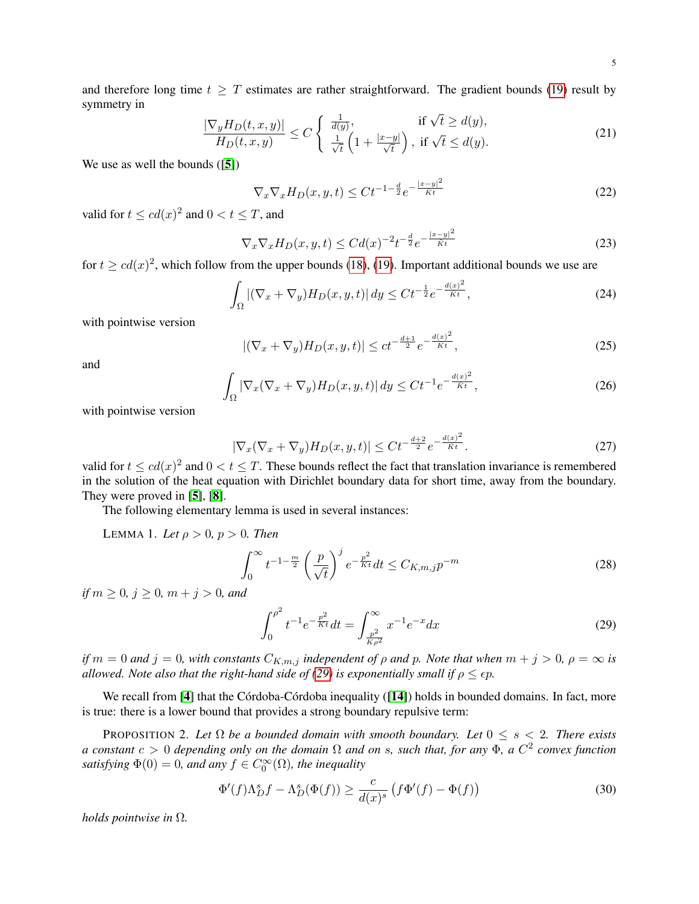and therefore long time $t \geq T$ estimates are rather straightforward. The gradient bounds (19) result by symmetry in

$$
\frac{|\nabla_y H_D(t,x,y)|}{H_D(t,x,y)} \leq C \left\{ \begin{array}{ll} \frac{1}{d(y)}, & \text{if } \sqrt{t} \geq d(y), \\ \frac{1}{\sqrt{t}}\left(1 + \frac{|x-y|}{\sqrt{t}}\right), & \text{if } \sqrt{t} \leq d(y). \end{array} \right. \tag{21}
$$

We use as well the bounds ([5])

$$
\nabla_x \nabla_x H_D(x,y,t) \leq C t^{-1-\frac{d}{2}} e^{-\frac{|x-y|^2}{Kt}} \tag{22}
$$

valid for $t \leq c d(x)^2$ and $0 < t \leq T$, and

$$
\nabla_x \nabla_x H_D(x,y,t) \leq C d(x)^{-2} t^{-\frac{d}{2}} e^{-\frac{|x-y|^2}{Kt}} \tag{23}
$$

for $t \geq c d(x)^2$, which follow from the upper bounds (18), (19). Important additional bounds we use are

$$
\int_\Omega |(\nabla_x + \nabla_y) H_D(x,y,t)|\, dy \leq C t^{-\frac{1}{2}} e^{-\frac{d(x)^2}{Kt}}, \tag{24}
$$

with pointwise version

$$
|(\nabla_x + \nabla_y) H_D(x,y,t)| \leq c t^{-\frac{d+1}{2}} e^{-\frac{d(x)^2}{Kt}}, \tag{25}
$$

and

$$
\int_\Omega |\nabla_x (\nabla_x + \nabla_y) H_D(x,y,t)|\, dy \leq C t^{-1} e^{-\frac{d(x)^2}{Kt}}, \tag{26}
$$

with pointwise version

$$
|\nabla_x (\nabla_x + \nabla_y) H_D(x,y,t)| \leq C t^{-\frac{d+2}{2}} e^{-\frac{d(x)^2}{Kt}}. \tag{27}
$$

valid for $t \leq c d(x)^2$ and $0 < t \leq T$. These bounds reflect the fact that translation invariance is remembered in the solution of the heat equation with Dirichlet boundary data for short time, away from the boundary. They were proved in [5], [8].

The following elementary lemma is used in several instances:

LEMMA 1. *Let $\rho > 0$, $p > 0$. Then*

$$
\int_0^\infty t^{-1-\frac{m}{2}} \left(\frac{p}{\sqrt{t}}\right)^j e^{-\frac{p^2}{Kt}} dt \leq C_{K,m,j} p^{-m} \tag{28}
$$

*if $m \geq 0$, $j \geq 0$, $m + j > 0$, and*

$$
\int_0^{\rho^2} t^{-1} e^{-\frac{p^2}{Kt}} dt = \int_{\frac{p^2}{K\rho^2}}^\infty x^{-1} e^{-x} dx \tag{29}
$$

*if $m = 0$ and $j = 0$, with constants $C_{K,m,j}$ independent of $\rho$ and $p$. Note that when $m + j > 0$, $\rho = \infty$ is allowed. Note also that the right-hand side of (29) is exponentially small if $\rho \leq \epsilon p$.*

We recall from [4] that the Córdoba-Córdoba inequality ([14]) holds in bounded domains. In fact, more is true: there is a lower bound that provides a strong boundary repulsive term:

PROPOSITION 2. *Let $\Omega$ be a bounded domain with smooth boundary. Let $0 \leq s < 2$. There exists a constant $c > 0$ depending only on the domain $\Omega$ and on $s$, such that, for any $\Phi$, a $C^2$ convex function satisfying $\Phi(0) = 0$, and any $f \in C_0^\infty(\Omega)$, the inequality*

$$
\Phi'(f) \Lambda_D^s f - \Lambda_D^s(\Phi(f)) \geq \frac{c}{d(x)^s} \left( f\Phi'(f) - \Phi(f) \right) \tag{30}
$$

*holds pointwise in $\Omega$.*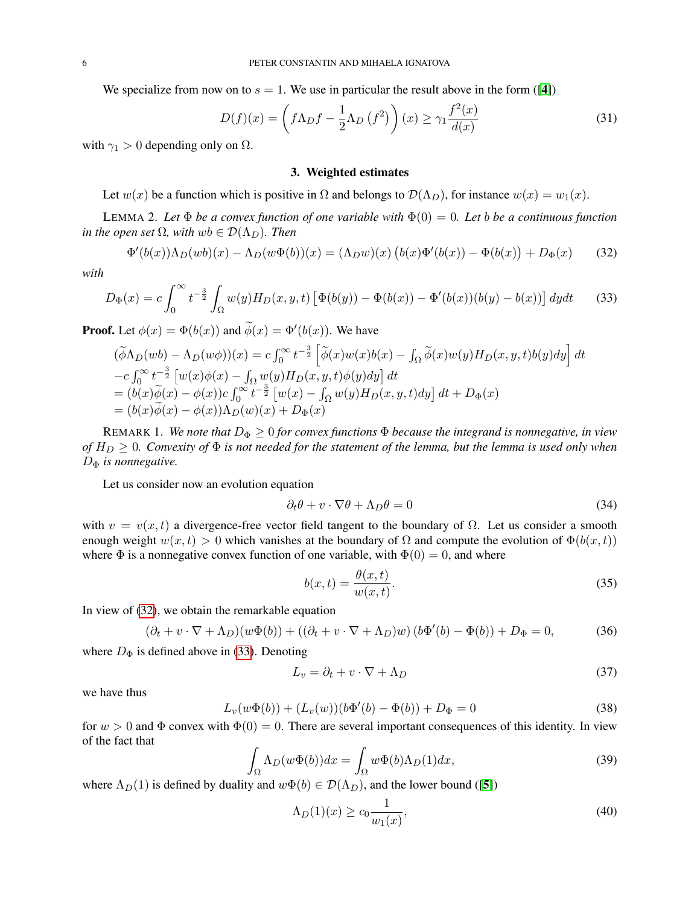We specialize from now on to $s = 1$. We use in particular the result above in the form ([4])

$$D(f)(x) = \left( f\Lambda_D f - \frac{1}{2}\Lambda_D \left(f^2\right) \right)(x) \geq \gamma_1 \frac{f^2(x)}{d(x)} \tag{31}$$

with $\gamma_1 > 0$ depending only on $\Omega$.

## 3. Weighted estimates

Let $w(x)$ be a function which is positive in $\Omega$ and belongs to $\mathcal{D}(\Lambda_D)$, for instance $w(x) = w_1(x)$.

LEMMA 2. *Let $\Phi$ be a convex function of one variable with $\Phi(0) = 0$. Let $b$ be a continuous function in the open set $\Omega$, with $wb \in \mathcal{D}(\Lambda_D)$. Then*

$$\Phi'(b(x))\Lambda_D(wb)(x) - \Lambda_D(w\Phi(b))(x) = (\Lambda_D w)(x)\left(b(x)\Phi'(b(x)) - \Phi(b(x)\right) + D_\Phi(x) \tag{32}$$

*with*

$$D_\Phi(x) = c\int_0^\infty t^{-\frac{3}{2}}\int_\Omega w(y)H_D(x,y,t)\left[\Phi(b(y)) - \Phi(b(x)) - \Phi'(b(x))(b(y) - b(x))\right]dydt \tag{33}$$

**Proof.** Let $\phi(x) = \Phi(b(x))$ and $\widetilde{\phi}(x) = \Phi'(b(x))$. We have

$$\begin{aligned}
&(\widetilde{\phi}\Lambda_D(wb) - \Lambda_D(w\phi))(x) = c\int_0^\infty t^{-\frac{3}{2}}\left[\widetilde{\phi}(x)w(x)b(x) - \int_\Omega \widetilde{\phi}(x)w(y)H_D(x,y,t)b(y)dy\right]dt \\
&-c\int_0^\infty t^{-\frac{3}{2}}\left[w(x)\phi(x) - \int_\Omega w(y)H_D(x,y,t)\phi(y)dy\right]dt \\
&= (b(x)\widetilde{\phi}(x) - \phi(x))c\int_0^\infty t^{-\frac{3}{2}}\left[w(x) - \int_\Omega w(y)H_D(x,y,t)dy\right]dt + D_\Phi(x) \\
&= (b(x)\widetilde{\phi}(x) - \phi(x))\Lambda_D(w)(x) + D_\Phi(x)
\end{aligned}$$

REMARK 1. *We note that $D_\Phi \geq 0$ for convex functions $\Phi$ because the integrand is nonnegative, in view of $H_D \geq 0$. Convexity of $\Phi$ is not needed for the statement of the lemma, but the lemma is used only when $D_\Phi$ is nonnegative.*

Let us consider now an evolution equation

$$\partial_t\theta + v\cdot\nabla\theta + \Lambda_D\theta = 0 \tag{34}$$

with $v = v(x,t)$ a divergence-free vector field tangent to the boundary of $\Omega$. Let us consider a smooth enough weight $w(x,t) > 0$ which vanishes at the boundary of $\Omega$ and compute the evolution of $\Phi(b(x,t))$ where $\Phi$ is a nonnegative convex function of one variable, with $\Phi(0) = 0$, and where

$$b(x,t) = \frac{\theta(x,t)}{w(x,t)}. \tag{35}$$

In view of (32), we obtain the remarkable equation

$$(\partial_t + v\cdot\nabla + \Lambda_D)(w\Phi(b)) + ((\partial_t + v\cdot\nabla + \Lambda_D)w)\left(b\Phi'(b) - \Phi(b)\right) + D_\Phi = 0, \tag{36}$$

where $D_\Phi$ is defined above in (33). Denoting

$$L_v = \partial_t + v\cdot\nabla + \Lambda_D \tag{37}$$

we have thus

$$L_v(w\Phi(b)) + (L_v(w))(b\Phi'(b) - \Phi(b)) + D_\Phi = 0 \tag{38}$$

for $w > 0$ and $\Phi$ convex with $\Phi(0) = 0$. There are several important consequences of this identity. In view of the fact that

$$\int_\Omega \Lambda_D(w\Phi(b))dx = \int_\Omega w\Phi(b)\Lambda_D(1)dx, \tag{39}$$

where $\Lambda_D(1)$ is defined by duality and $w\Phi(b) \in \mathcal{D}(\Lambda_D)$, and the lower bound ([5])

$$\Lambda_D(1)(x) \geq c_0\frac{1}{w_1(x)}, \tag{40}$$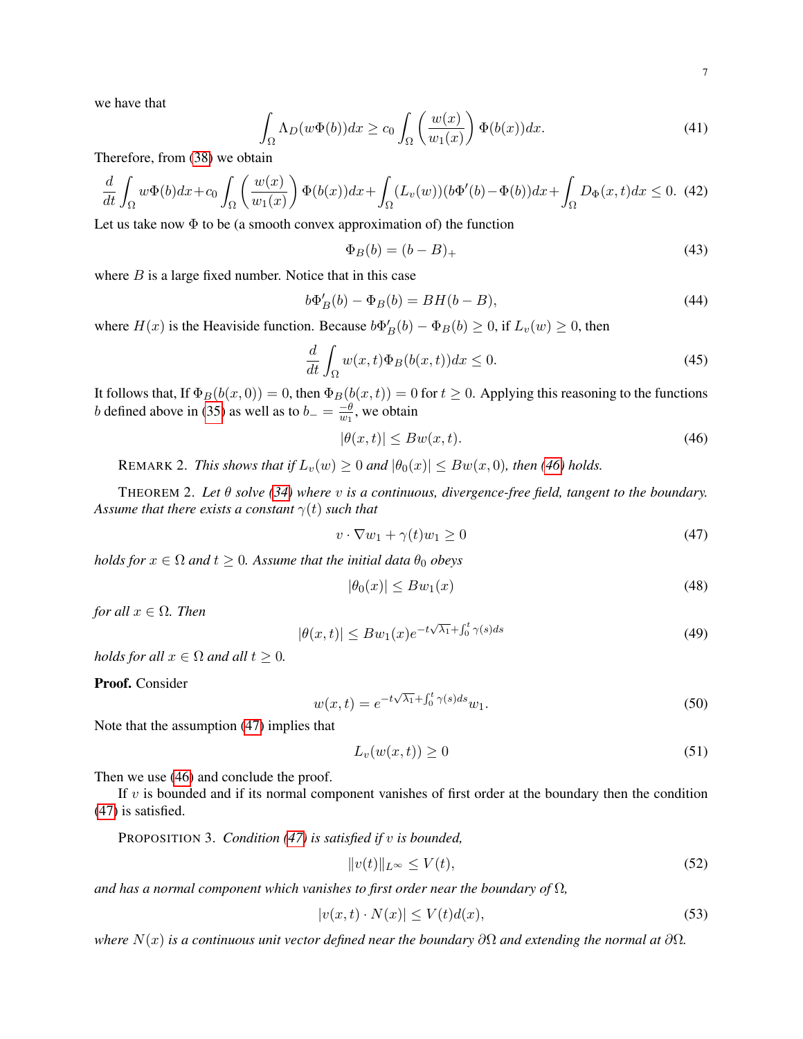we have that

$$\int_\Omega \Lambda_D(w\Phi(b))dx \geq c_0 \int_\Omega \left(\frac{w(x)}{w_1(x)}\right)\Phi(b(x))dx. \tag{41}$$

Therefore, from (38) we obtain

$$\frac{d}{dt}\int_\Omega w\Phi(b)dx + c_0\int_\Omega \left(\frac{w(x)}{w_1(x)}\right)\Phi(b(x))dx + \int_\Omega (L_v(w))(b\Phi'(b)-\Phi(b))dx + \int_\Omega D_\Phi(x,t)dx \leq 0. \tag{42}$$

Let us take now $\Phi$ to be (a smooth convex approximation of) the function

$$\Phi_B(b) = (b-B)_+ \tag{43}$$

where $B$ is a large fixed number. Notice that in this case

$$b\Phi_B'(b) - \Phi_B(b) = BH(b-B), \tag{44}$$

where $H(x)$ is the Heaviside function. Because $b\Phi_B'(b) - \Phi_B(b) \geq 0$, if $L_v(w) \geq 0$, then

$$\frac{d}{dt}\int_\Omega w(x,t)\Phi_B(b(x,t))dx \leq 0. \tag{45}$$

It follows that, If $\Phi_B(b(x,0)) = 0$, then $\Phi_B(b(x,t)) = 0$ for $t \geq 0$. Applying this reasoning to the functions $b$ defined above in (35) as well as to $b_- = \frac{-\theta}{w_1}$, we obtain

$$|\theta(x,t)| \leq Bw(x,t). \tag{46}$$

REMARK 2. *This shows that if $L_v(w) \geq 0$ and $|\theta_0(x)| \leq Bw(x,0)$, then (46) holds.*

THEOREM 2. *Let $\theta$ solve (34) where $v$ is a continuous, divergence-free field, tangent to the boundary. Assume that there exists a constant $\gamma(t)$ such that*

$$v\cdot\nabla w_1 + \gamma(t)w_1 \geq 0 \tag{47}$$

*holds for $x \in \Omega$ and $t \geq 0$. Assume that the initial data $\theta_0$ obeys*

$$|\theta_0(x)| \leq Bw_1(x) \tag{48}$$

*for all $x \in \Omega$. Then*

$$|\theta(x,t)| \leq Bw_1(x)e^{-t\sqrt{\lambda_1}+\int_0^t \gamma(s)ds} \tag{49}$$

*holds for all $x \in \Omega$ and all $t \geq 0$.*

**Proof.** Consider

$$w(x,t) = e^{-t\sqrt{\lambda_1}+\int_0^t \gamma(s)ds}w_1. \tag{50}$$

Note that the assumption (47) implies that

$$L_v(w(x,t)) \geq 0 \tag{51}$$

Then we use (46) and conclude the proof.

If $v$ is bounded and if its normal component vanishes of first order at the boundary then the condition (47) is satisfied.

PROPOSITION 3. *Condition (47) is satisfied if $v$ is bounded,*

$$\|v(t)\|_{L^\infty} \leq V(t), \tag{52}$$

*and has a normal component which vanishes to first order near the boundary of $\Omega$,*

$$|v(x,t)\cdot N(x)| \leq V(t)d(x), \tag{53}$$

*where $N(x)$ is a continuous unit vector defined near the boundary $\partial\Omega$ and extending the normal at $\partial\Omega$.*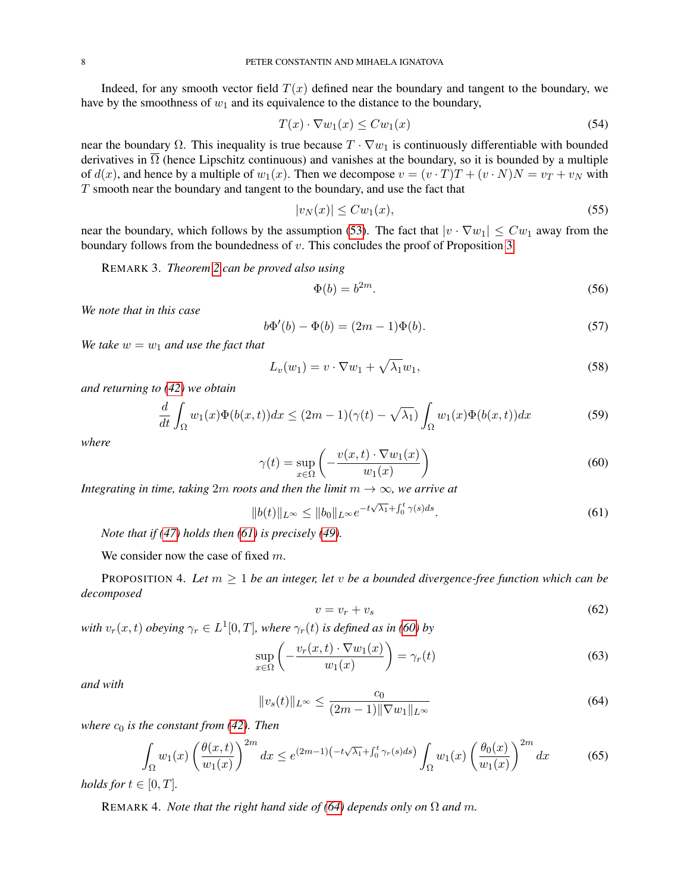Indeed, for any smooth vector field $T(x)$ defined near the boundary and tangent to the boundary, we have by the smoothness of $w_1$ and its equivalence to the distance to the boundary,

$$T(x) \cdot \nabla w_1(x) \leq C w_1(x) \tag{54}$$

near the boundary $\Omega$. This inequality is true because $T \cdot \nabla w_1$ is continuously differentiable with bounded derivatives in $\overline{\Omega}$ (hence Lipschitz continuous) and vanishes at the boundary, so it is bounded by a multiple of $d(x)$, and hence by a multiple of $w_1(x)$. Then we decompose $v = (v \cdot T)T + (v \cdot N)N = v_T + v_N$ with $T$ smooth near the boundary and tangent to the boundary, and use the fact that

$$|v_N(x)| \leq C w_1(x), \tag{55}$$

near the boundary, which follows by the assumption (53). The fact that $|v \cdot \nabla w_1| \leq C w_1$ away from the boundary follows from the boundedness of $v$. This concludes the proof of Proposition 3.

REMARK 3. *Theorem 2 can be proved also using*

$$\Phi(b) = b^{2m}. \tag{56}$$

*We note that in this case*

$$b\Phi'(b) - \Phi(b) = (2m-1)\Phi(b). \tag{57}$$

*We take $w = w_1$ and use the fact that*

$$L_v(w_1) = v \cdot \nabla w_1 + \sqrt{\lambda_1} w_1, \tag{58}$$

*and returning to (42) we obtain*

$$\frac{d}{dt}\int_\Omega w_1(x)\Phi(b(x,t))dx \leq (2m-1)(\gamma(t) - \sqrt{\lambda_1})\int_\Omega w_1(x)\Phi(b(x,t))dx \tag{59}$$

*where*

$$\gamma(t) = \sup_{x\in\Omega}\left(-\frac{v(x,t)\cdot\nabla w_1(x)}{w_1(x)}\right) \tag{60}$$

*Integrating in time, taking $2m$ roots and then the limit $m \to \infty$, we arrive at*

$$\|b(t)\|_{L^\infty} \leq \|b_0\|_{L^\infty} e^{-t\sqrt{\lambda_1} + \int_0^t \gamma(s)ds}. \tag{61}$$

*Note that if (47) holds then (61) is precisely (49).*

We consider now the case of fixed $m$.

PROPOSITION 4. *Let $m \geq 1$ be an integer, let $v$ be a bounded divergence-free function which can be decomposed*

$$v = v_r + v_s \tag{62}$$

*with $v_r(x,t)$ obeying $\gamma_r \in L^1[0,T]$, where $\gamma_r(t)$ is defined as in (60) by*

$$\sup_{x\in\Omega}\left(-\frac{v_r(x,t)\cdot\nabla w_1(x)}{w_1(x)}\right) = \gamma_r(t) \tag{63}$$

*and with*

$$\|v_s(t)\|_{L^\infty} \leq \frac{c_0}{(2m-1)\|\nabla w_1\|_{L^\infty}} \tag{64}$$

*where $c_0$ is the constant from (42). Then*

$$\int_\Omega w_1(x)\left(\frac{\theta(x,t)}{w_1(x)}\right)^{2m} dx \leq e^{(2m-1)\left(-t\sqrt{\lambda_1} + \int_0^t \gamma_r(s)ds\right)} \int_\Omega w_1(x)\left(\frac{\theta_0(x)}{w_1(x)}\right)^{2m} dx \tag{65}$$

*holds for $t \in [0,T]$.*

REMARK 4. *Note that the right hand side of (64) depends only on $\Omega$ and $m$.*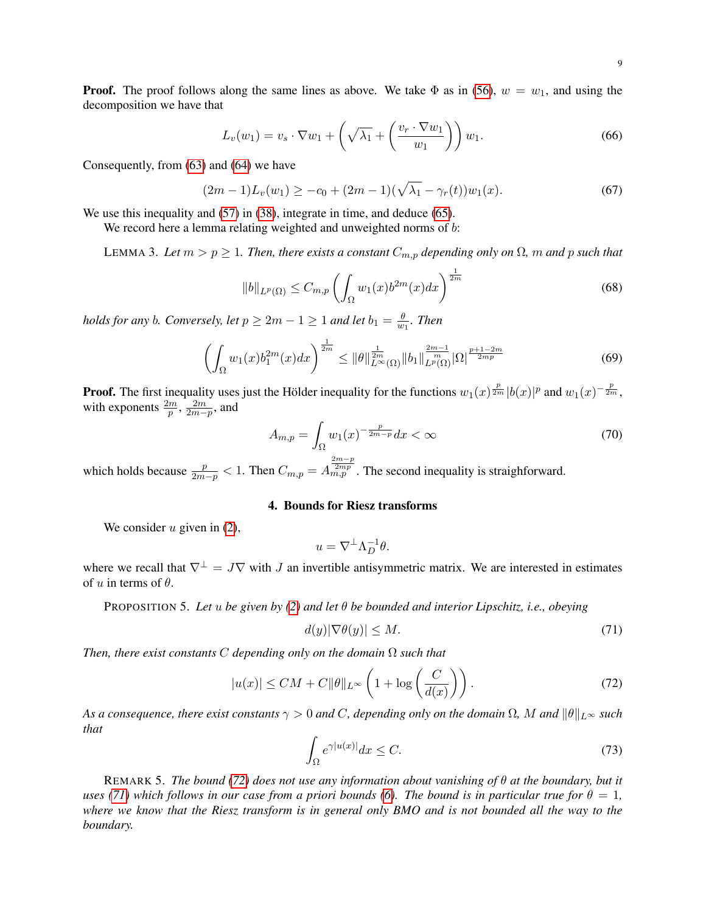**Proof.** The proof follows along the same lines as above. We take $\Phi$ as in (56), $w = w_1$, and using the decomposition we have that

$$L_v(w_1) = v_s \cdot \nabla w_1 + \left(\sqrt{\lambda_1} + \left(\frac{v_r \cdot \nabla w_1}{w_1}\right)\right) w_1. \tag{66}$$

Consequently, from (63) and (64) we have

$$(2m-1)L_v(w_1) \geq -c_0 + (2m-1)(\sqrt{\lambda_1} - \gamma_r(t))w_1(x). \tag{67}$$

We use this inequality and (57) in (38), integrate in time, and deduce (65).

We record here a lemma relating weighted and unweighted norms of $b$:

LEMMA 3. *Let $m > p \geq 1$. Then, there exists a constant $C_{m,p}$ depending only on $\Omega$, $m$ and $p$ such that*

$$\|b\|_{L^p(\Omega)} \leq C_{m,p}\left(\int_\Omega w_1(x) b^{2m}(x) dx\right)^{\frac{1}{2m}} \tag{68}$$

*holds for any $b$. Conversely, let $p \geq 2m-1 \geq 1$ and let $b_1 = \frac{\theta}{w_1}$. Then*

$$\left(\int_\Omega w_1(x) b_1^{2m}(x) dx\right)^{\frac{1}{2m}} \leq \|\theta\|_{L^\infty(\Omega)}^{\frac{1}{2m}} \|b_1\|_{L^p(\Omega)}^{\frac{2m-1}{m}} |\Omega|^{\frac{p+1-2m}{2mp}} \tag{69}$$

**Proof.** The first inequality uses just the Hölder inequality for the functions $w_1(x)^{\frac{p}{2m}}|b(x)|^p$ and $w_1(x)^{-\frac{p}{2m}}$, with exponents $\frac{2m}{p}$, $\frac{2m}{2m-p}$, and

$$A_{m,p} = \int_\Omega w_1(x)^{-\frac{p}{2m-p}} dx < \infty \tag{70}$$

which holds because $\frac{p}{2m-p} < 1$. Then $C_{m,p} = A_{m,p}^{\frac{2m-p}{2mp}}$. The second inequality is straighforward.

## 4. Bounds for Riesz transforms

We consider $u$ given in (2),

$$u = \nabla^\perp \Lambda_D^{-1}\theta.$$

where we recall that $\nabla^\perp = J\nabla$ with $J$ an invertible antisymmetric matrix. We are interested in estimates of $u$ in terms of $\theta$.

PROPOSITION 5. *Let $u$ be given by (2) and let $\theta$ be bounded and interior Lipschitz, i.e., obeying*

$$d(y)|\nabla\theta(y)| \leq M. \tag{71}$$

*Then, there exist constants $C$ depending only on the domain $\Omega$ such that*

$$|u(x)| \leq CM + C\|\theta\|_{L^\infty}\left(1 + \log\left(\frac{C}{d(x)}\right)\right). \tag{72}$$

*As a consequence, there exist constants $\gamma > 0$ and $C$, depending only on the domain $\Omega$, $M$ and $\|\theta\|_{L^\infty}$ such that*

$$\int_\Omega e^{\gamma|u(x)|} dx \leq C. \tag{73}$$

REMARK 5. *The bound (72) does not use any information about vanishing of $\theta$ at the boundary, but it uses (71) which follows in our case from a priori bounds (6). The bound is in particular true for $\theta = 1$, where we know that the Riesz transform is in general only BMO and is not bounded all the way to the boundary.*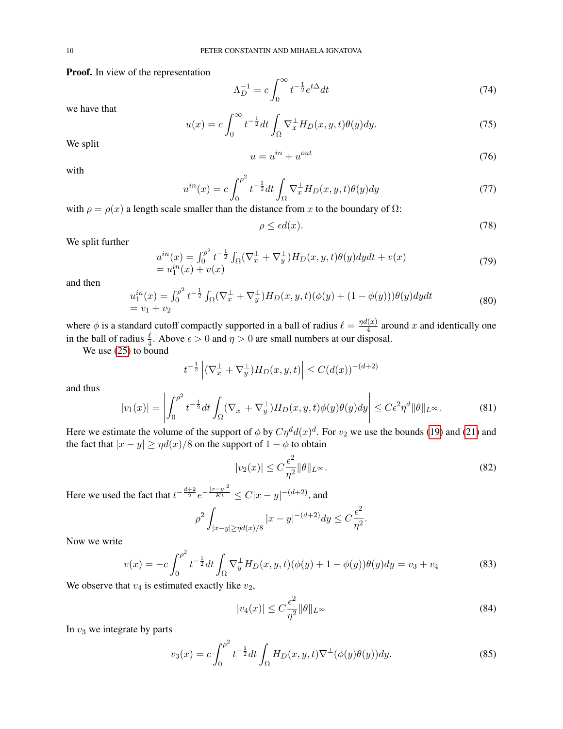**Proof.** In view of the representation

$$\Lambda_D^{-1} = c\int_0^\infty t^{-\frac{1}{2}} e^{t\Delta} dt \tag{74}$$

we have that

$$u(x) = c\int_0^\infty t^{-\frac{1}{2}} dt \int_\Omega \nabla_x^\perp H_D(x,y,t)\theta(y)dy. \tag{75}$$

We split

$$u = u^{in} + u^{out} \tag{76}$$

with

$$u^{in}(x) = c\int_0^{\rho^2} t^{-\frac{1}{2}} dt \int_\Omega \nabla_x^\perp H_D(x,y,t)\theta(y)dy \tag{77}$$

with $\rho = \rho(x)$ a length scale smaller than the distance from $x$ to the boundary of $\Omega$:

$$\rho \le \epsilon d(x). \tag{78}$$

We split further

$$\begin{aligned} u^{in}(x) &= \int_0^{\rho^2} t^{-\frac{1}{2}} \int_\Omega (\nabla_x^\perp + \nabla_y^\perp) H_D(x,y,t)\theta(y)dydt + v(x) \\ &= u_1^{in}(x) + v(x) \end{aligned} \tag{79}$$

and then

$$\begin{aligned} u_1^{in}(x) &= \int_0^{\rho^2} t^{-\frac{1}{2}} \int_\Omega (\nabla_x^\perp + \nabla_y^\perp) H_D(x,y,t)(\phi(y) + (1-\phi(y)))\theta(y)dydt \\ &= v_1 + v_2 \end{aligned} \tag{80}$$

where $\phi$ is a standard cutoff compactly supported in a ball of radius $\ell = \frac{\eta d(x)}{4}$ around $x$ and identically one in the ball of radius $\frac{\ell}{4}$. Above $\epsilon > 0$ and $\eta > 0$ are small numbers at our disposal.

We use (25) to bound

$$t^{-\frac{1}{2}} \left| (\nabla_x^\perp + \nabla_y^\perp) H_D(x,y,t) \right| \le C(d(x))^{-(d+2)}$$

and thus

$$|v_1(x)| = \left| \int_0^{\rho^2} t^{-\frac{1}{2}} dt \int_\Omega (\nabla_x^\perp + \nabla_y^\perp) H_D(x,y,t)\phi(y)\theta(y)dy \right| \le C\epsilon^2\eta^d \|\theta\|_{L^\infty}. \tag{81}$$

Here we estimate the volume of the support of $\phi$ by $C\eta^d d(x)^d$. For $v_2$ we use the bounds (19) and (21) and the fact that $|x-y| \ge \eta d(x)/8$ on the support of $1-\phi$ to obtain

$$|v_2(x)| \le C\frac{\epsilon^2}{\eta^2}\|\theta\|_{L^\infty}. \tag{82}$$

Here we used the fact that $t^{-\frac{d+2}{2}} e^{-\frac{|x-y|^2}{Kt}} \le C|x-y|^{-(d+2)}$, and

$$\rho^2 \int_{|x-y|\ge \eta d(x)/8} |x-y|^{-(d+2)} dy \le C\frac{\epsilon^2}{\eta^2}.$$

Now we write

$$v(x) = -c\int_0^{\rho^2} t^{-\frac{1}{2}} dt \int_\Omega \nabla_y^\perp H_D(x,y,t)(\phi(y) + 1 - \phi(y))\theta(y)dy = v_3 + v_4 \tag{83}$$

We observe that $v_4$ is estimated exactly like $v_2$,

$$|v_4(x)| \le C\frac{\epsilon^2}{\eta^2}\|\theta\|_{L^\infty} \tag{84}$$

In $v_3$ we integrate by parts

$$v_3(x) = c\int_0^{\rho^2} t^{-\frac{1}{2}} dt \int_\Omega H_D(x,y,t)\nabla^\perp(\phi(y)\theta(y))dy. \tag{85}$$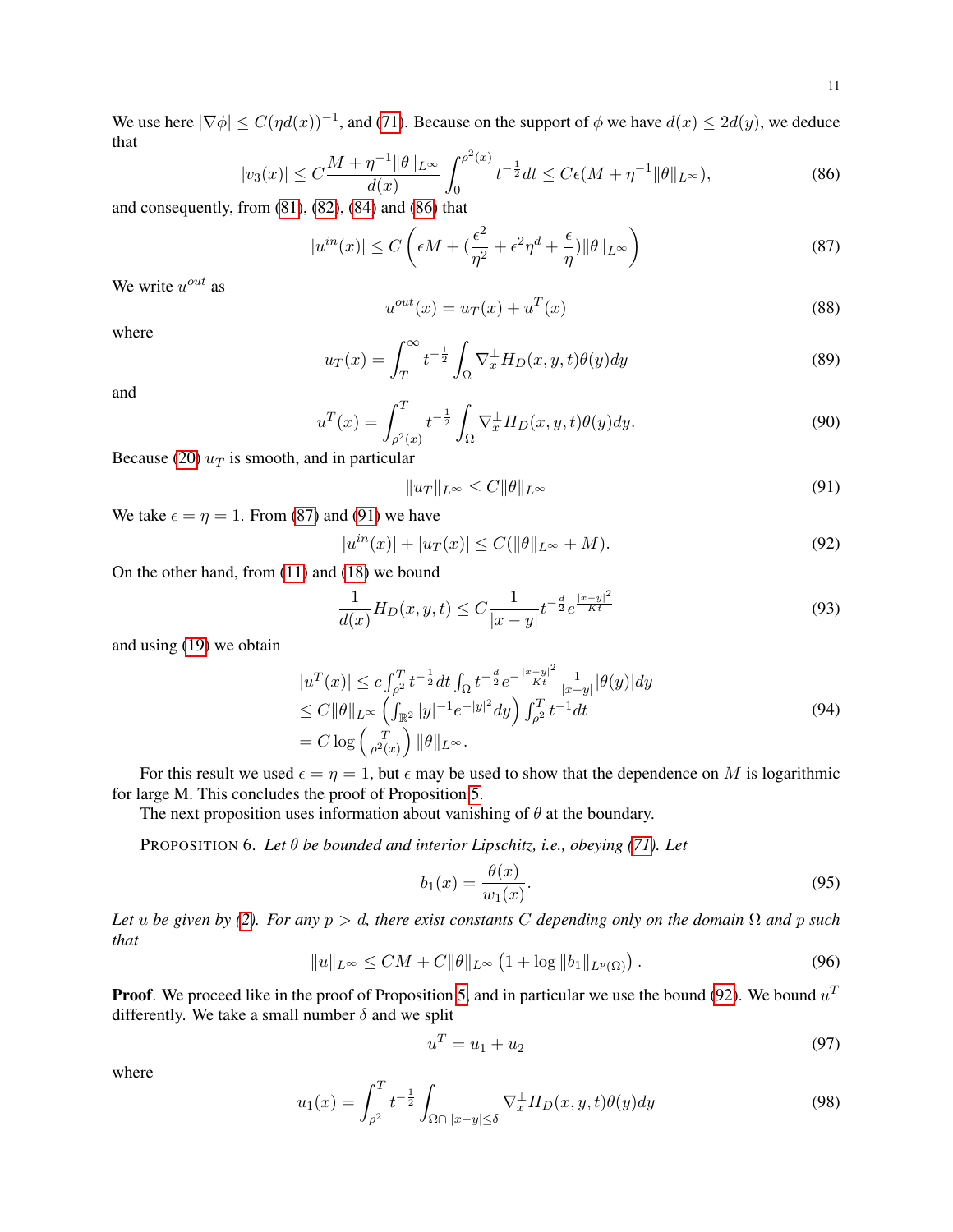We use here $|\nabla\phi| \le C(\eta d(x))^{-1}$, and (71). Because on the support of $\phi$ we have $d(x) \le 2d(y)$, we deduce that

$$|v_3(x)| \le C\frac{M + \eta^{-1}\|\theta\|_{L^\infty}}{d(x)}\int_0^{\rho^2(x)} t^{-\frac{1}{2}}dt \le C\epsilon(M + \eta^{-1}\|\theta\|_{L^\infty}), \tag{86}$$

and consequently, from (81), (82), (84) and (86) that

$$|u^{in}(x)| \le C\left(\epsilon M + (\frac{\epsilon^2}{\eta^2} + \epsilon^2\eta^d + \frac{\epsilon}{\eta})\|\theta\|_{L^\infty}\right) \tag{87}$$

We write $u^{out}$ as

$$u^{out}(x) = u_T(x) + u^T(x) \tag{88}$$

where

$$u_T(x) = \int_T^\infty t^{-\frac{1}{2}}\int_\Omega \nabla_x^\perp H_D(x,y,t)\theta(y)dy \tag{89}$$

and

$$u^T(x) = \int_{\rho^2(x)}^T t^{-\frac{1}{2}}\int_\Omega \nabla_x^\perp H_D(x,y,t)\theta(y)dy. \tag{90}$$

Because (20) $u_T$ is smooth, and in particular

$$\|u_T\|_{L^\infty} \le C\|\theta\|_{L^\infty} \tag{91}$$

We take $\epsilon = \eta = 1$. From (87) and (91) we have

$$|u^{in}(x)| + |u_T(x)| \le C(\|\theta\|_{L^\infty} + M). \tag{92}$$

On the other hand, from (11) and (18) we bound

$$\frac{1}{d(x)}H_D(x,y,t) \le C\frac{1}{|x-y|}t^{-\frac{d}{2}}e^{\frac{|x-y|^2}{Kt}} \tag{93}$$

and using (19) we obtain

$$\begin{aligned}
|u^T(x)| &\le c\int_{\rho^2}^T t^{-\frac{1}{2}}dt\int_\Omega t^{-\frac{d}{2}}e^{-\frac{|x-y|^2}{Kt}}\frac{1}{|x-y|}|\theta(y)|dy \\
&\le C\|\theta\|_{L^\infty}\left(\int_{\mathbb{R}^2}|y|^{-1}e^{-|y|^2}dy\right)\int_{\rho^2}^T t^{-1}dt \\
&= C\log\left(\frac{T}{\rho^2(x)}\right)\|\theta\|_{L^\infty}.
\end{aligned} \tag{94}$$

For this result we used $\epsilon = \eta = 1$, but $\epsilon$ may be used to show that the dependence on $M$ is logarithmic for large M. This concludes the proof of Proposition 5.

The next proposition uses information about vanishing of $\theta$ at the boundary.

PROPOSITION 6. *Let $\theta$ be bounded and interior Lipschitz, i.e., obeying (71). Let*

$$b_1(x) = \frac{\theta(x)}{w_1(x)}. \tag{95}$$

*Let $u$ be given by (2). For any $p > d$, there exist constants $C$ depending only on the domain $\Omega$ and $p$ such that*

$$\|u\|_{L^\infty} \le CM + C\|\theta\|_{L^\infty}\left(1 + \log\|b_1\|_{L^p(\Omega)}\right). \tag{96}$$

**Proof**. We proceed like in the proof of Proposition 5, and in particular we use the bound (92). We bound $u^T$ differently. We take a small number $\delta$ and we split

$$u^T = u_1 + u_2 \tag{97}$$

where

$$u_1(x) = \int_{\rho^2}^T t^{-\frac{1}{2}}\int_{\Omega\cap\, |x-y|\le\delta}\nabla_x^\perp H_D(x,y,t)\theta(y)dy \tag{98}$$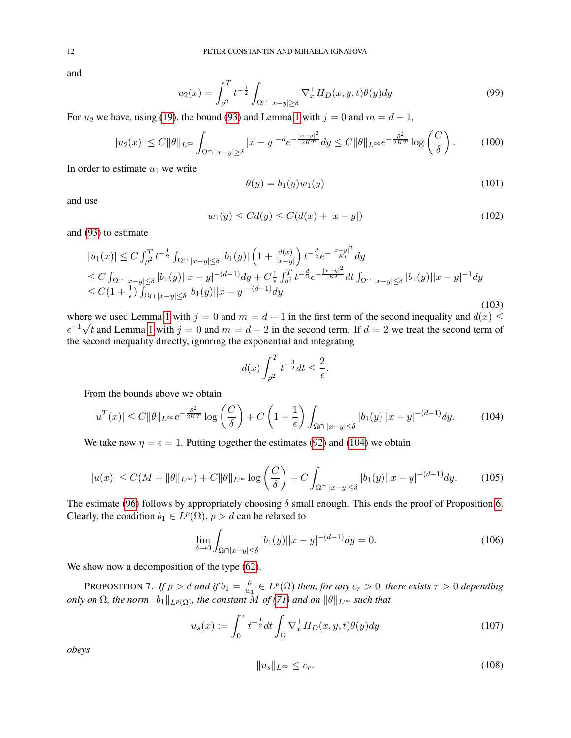and

$$u_2(x) = \int_{\rho^2}^{T} t^{-\frac{1}{2}} \int_{\Omega \cap \, |x-y|\geq \delta} \nabla_x^{\perp} H_D(x,y,t)\theta(y)dy \tag{99}$$

For $u_2$ we have, using (19), the bound (93) and Lemma 1 with $j=0$ and $m=d-1$,

$$|u_2(x)| \leq C\|\theta\|_{L^\infty} \int_{\Omega \cap \, |x-y|\geq\delta} |x-y|^{-d} e^{-\frac{|x-y|^2}{2KT}} dy \leq C\|\theta\|_{L^\infty} e^{-\frac{\delta^2}{2KT}} \log\left(\frac{C}{\delta}\right). \tag{100}$$

In order to estimate $u_1$ we write

$$\theta(y) = b_1(y) w_1(y) \tag{101}$$

and use

$$w_1(y) \leq C d(y) \leq C(d(x) + |x-y|) \tag{102}$$

and (93) to estimate

$$\begin{aligned}
|u_1(x)| &\leq C \int_{\rho^2}^{T} t^{-\frac{1}{2}} \int_{\Omega \cap \, |x-y|\leq\delta} |b_1(y)| \left(1 + \tfrac{d(x)}{|x-y|}\right) t^{-\frac{d}{2}} e^{-\frac{|x-y|^2}{Kt}} dy \\
&\leq C \int_{\Omega \cap \, |x-y|\leq\delta} |b_1(y)||x-y|^{-(d-1)} dy + C\tfrac{1}{\epsilon} \int_{\rho^2}^{T} t^{-\frac{d}{2}} e^{-\frac{|x-y|^2}{Kt}} dt \int_{\Omega \cap \, |x-y|\leq\delta} |b_1(y)||x-y|^{-1} dy \\
&\leq C(1+\tfrac{1}{\epsilon}) \int_{\Omega \cap \, |x-y|\leq\delta} |b_1(y)||x-y|^{-(d-1)} dy
\end{aligned} \tag{103}$$

where we used Lemma 1 with $j=0$ and $m=d-1$ in the first term of the second inequality and $d(x) \leq \epsilon^{-1}\sqrt{t}$ and Lemma 1 with $j=0$ and $m=d-2$ in the second term. If $d=2$ we treat the second term of the second inequality directly, ignoring the exponential and integrating

$$d(x) \int_{\rho^2}^{T} t^{-\frac{3}{2}} dt \leq \frac{2}{\epsilon}.$$

From the bounds above we obtain

$$|u^T(x)| \leq C\|\theta\|_{L^\infty} e^{-\frac{\delta^2}{2KT}} \log\left(\frac{C}{\delta}\right) + C\left(1 + \frac{1}{\epsilon}\right) \int_{\Omega \cap \, |x-y|\leq\delta} |b_1(y)||x-y|^{-(d-1)} dy. \tag{104}$$

We take now $\eta = \epsilon = 1$. Putting together the estimates (92) and (104) we obtain

$$|u(x)| \leq C(M + \|\theta\|_{L^\infty}) + C\|\theta\|_{L^\infty} \log\left(\frac{C}{\delta}\right) + C \int_{\Omega \cap \, |x-y|\leq\delta} |b_1(y)||x-y|^{-(d-1)} dy. \tag{105}$$

The estimate (96) follows by appropriately choosing $\delta$ small enough. This ends the proof of Proposition 6. Clearly, the condition $b_1 \in L^p(\Omega)$, $p > d$ can be relaxed to

$$\lim_{\delta\to 0} \int_{\Omega\cap|x-y|\leq\delta} |b_1(y)||x-y|^{-(d-1)} dy = 0. \tag{106}$$

We show now a decomposition of the type (62).

**Proposition 7.** *If $p > d$ and if $b_1 = \frac{\theta}{w_1} \in L^p(\Omega)$ then, for any $c_r > 0$, there exists $\tau > 0$ depending only on $\Omega$, the norm $\|b_1\|_{L^p(\Omega)}$, the constant $M$ of (71) and on $\|\theta\|_{L^\infty}$ such that*

$$u_s(x) := \int_0^{\tau} t^{-\frac{1}{2}} dt \int_{\Omega} \nabla_x^{\perp} H_D(x,y,t)\theta(y)dy \tag{107}$$

*obeys*

$$\|u_s\|_{L^\infty} \leq c_r. \tag{108}$$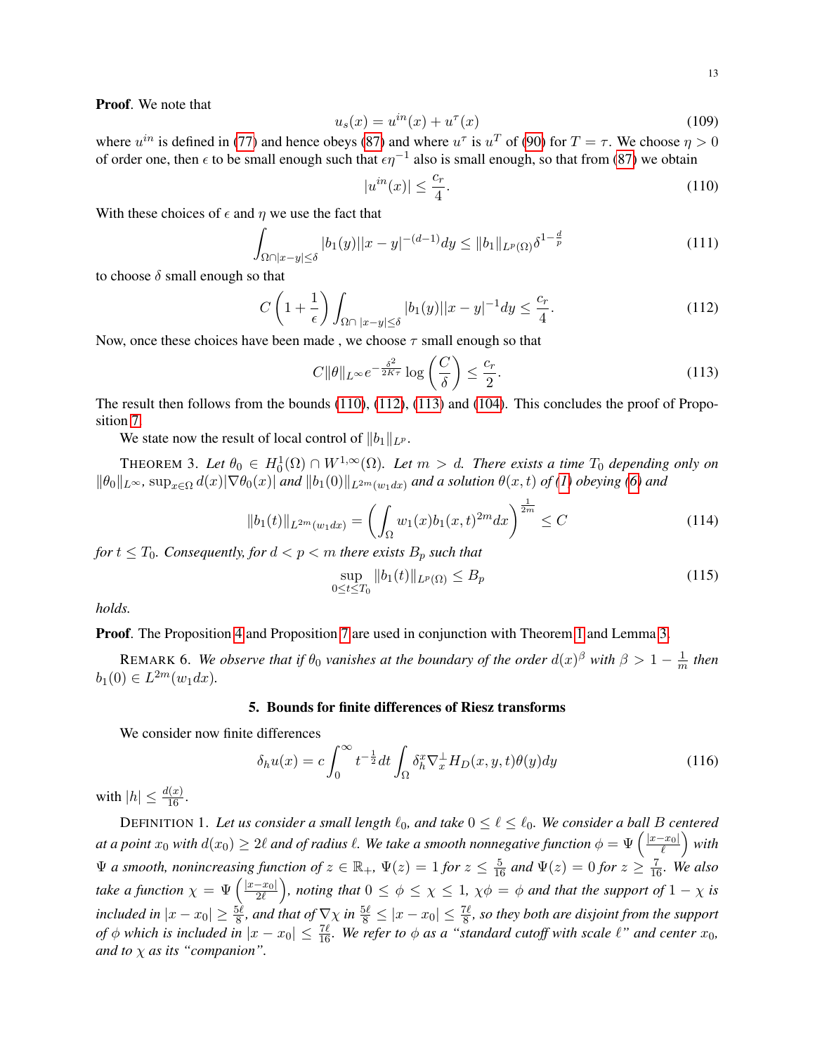**Proof**. We note that

$$u_s(x) = u^{in}(x) + u^{\tau}(x) \tag{109}$$

where $u^{in}$ is defined in (77) and hence obeys (87) and where $u^{\tau}$ is $u^T$ of (90) for $T = \tau$. We choose $\eta > 0$ of order one, then $\epsilon$ to be small enough such that $\epsilon\eta^{-1}$ also is small enough, so that from (87) we obtain

$$|u^{in}(x)| \le \frac{c_r}{4}. \tag{110}$$

With these choices of $\epsilon$ and $\eta$ we use the fact that

$$\int_{\Omega \cap |x-y|\le\delta} |b_1(y)||x-y|^{-(d-1)}dy \le \|b_1\|_{L^p(\Omega)}\delta^{1-\frac{d}{p}} \tag{111}$$

to choose $\delta$ small enough so that

$$C\left(1+\frac{1}{\epsilon}\right)\int_{\Omega\cap\, |x-y|\le\delta} |b_1(y)||x-y|^{-1}dy \le \frac{c_r}{4}. \tag{112}$$

Now, once these choices have been made , we choose $\tau$ small enough so that

$$C\|\theta\|_{L^\infty} e^{-\frac{\delta^2}{2K\tau}} \log\left(\frac{C}{\delta}\right) \le \frac{c_r}{2}. \tag{113}$$

The result then follows from the bounds (110), (112), (113) and (104). This concludes the proof of Proposition 7.

We state now the result of local control of $\|b_1\|_{L^p}$.

THEOREM 3. *Let $\theta_0 \in H_0^1(\Omega)\cap W^{1,\infty}(\Omega)$. Let $m > d$. There exists a time $T_0$ depending only on $\|\theta_0\|_{L^\infty}$, $\sup_{x\in\Omega} d(x)|\nabla\theta_0(x)|$ and $\|b_1(0)\|_{L^{2m}(w_1dx)}$ and a solution $\theta(x,t)$ of (1) obeying (6) and*

$$\|b_1(t)\|_{L^{2m}(w_1dx)} = \left(\int_\Omega w_1(x) b_1(x,t)^{2m}dx\right)^{\frac{1}{2m}} \le C \tag{114}$$

*for $t \le T_0$. Consequently, for $d < p < m$ there exists $B_p$ such that*

$$\sup_{0\le t\le T_0} \|b_1(t)\|_{L^p(\Omega)} \le B_p \tag{115}$$

*holds.*

**Proof**. The Proposition 4 and Proposition 7 are used in conjunction with Theorem 1 and Lemma 3.

REMARK 6. *We observe that if $\theta_0$ vanishes at the boundary of the order $d(x)^\beta$ with $\beta > 1 - \frac{1}{m}$ then $b_1(0) \in L^{2m}(w_1dx)$.*

## 5. Bounds for finite differences of Riesz transforms

We consider now finite differences

$$\delta_h u(x) = c\int_0^\infty t^{-\frac{1}{2}}dt \int_\Omega \delta_h^x \nabla_x^\perp H_D(x,y,t)\theta(y)dy \tag{116}$$

with $|h| \le \frac{d(x)}{16}$.

DEFINITION 1. *Let us consider a small length $\ell_0$, and take $0 \le \ell \le \ell_0$. We consider a ball $B$ centered at a point $x_0$ with $d(x_0) \ge 2\ell$ and of radius $\ell$. We take a smooth nonnegative function $\phi = \Psi\left(\frac{|x-x_0|}{\ell}\right)$ with $\Psi$ a smooth, nonincreasing function of $z \in \mathbb{R}_+$, $\Psi(z) = 1$ for $z \le \frac{5}{16}$ and $\Psi(z) = 0$ for $z \ge \frac{7}{16}$. We also take a function $\chi = \Psi\left(\frac{|x-x_0|}{2\ell}\right)$, noting that $0 \le \phi \le \chi \le 1$, $\chi\phi = \phi$ and that the support of $1-\chi$ is included in $|x-x_0| \ge \frac{5\ell}{8}$, and that of $\nabla\chi$ in $\frac{5\ell}{8} \le |x-x_0| \le \frac{7\ell}{8}$, so they both are disjoint from the support of $\phi$ which is included in $|x-x_0| \le \frac{7\ell}{16}$. We refer to $\phi$ as a "standard cutoff with scale $\ell$" and center $x_0$, and to $\chi$ as its "companion".*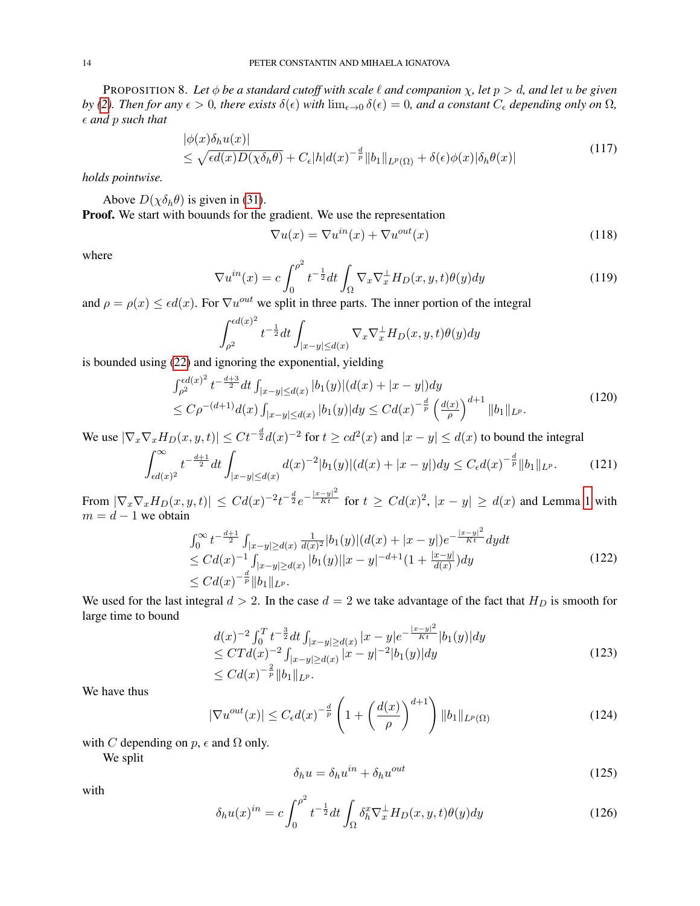**Proposition 8.** *Let $\phi$ be a standard cutoff with scale $\ell$ and companion $\chi$, let $p > d$, and let $u$ be given by (2). Then for any $\epsilon > 0$, there exists $\delta(\epsilon)$ with $\lim_{\epsilon\to 0}\delta(\epsilon) = 0$, and a constant $C_\epsilon$ depending only on $\Omega$, $\epsilon$ and $p$ such that*

$$
\begin{aligned}
&|\phi(x)\delta_h u(x)| \\
&\le \sqrt{\epsilon d(x) D(\chi\delta_h\theta)} + C_\epsilon |h| d(x)^{-\frac{d}{p}}\|b_1\|_{L^p(\Omega)} + \delta(\epsilon)\phi(x)|\delta_h\theta(x)|
\end{aligned}
\tag{117}
$$

*holds pointwise.*

Above $D(\chi\delta_h\theta)$ is given in (31).

**Proof.** We start with bouunds for the gradient. We use the representation

$$
\nabla u(x) = \nabla u^{in}(x) + \nabla u^{out}(x) \tag{118}
$$

where

$$
\nabla u^{in}(x) = c\int_0^{\rho^2} t^{-\frac{1}{2}}dt\int_\Omega \nabla_x\nabla_x^\perp H_D(x,y,t)\theta(y)dy \tag{119}
$$

and $\rho = \rho(x) \le \epsilon d(x)$. For $\nabla u^{out}$ we split in three parts. The inner portion of the integral

$$
\int_{\rho^2}^{\epsilon d(x)^2} t^{-\frac{1}{2}}dt\int_{|x-y|\le d(x)}\nabla_x\nabla_x^\perp H_D(x,y,t)\theta(y)dy
$$

is bounded using (22) and ignoring the exponential, yielding

$$
\begin{aligned}
&\int_{\rho^2}^{\epsilon d(x)^2} t^{-\frac{d+3}{2}}dt\int_{|x-y|\le d(x)}|b_1(y)|(d(x)+|x-y|)dy \\
&\le C\rho^{-(d+1)}d(x)\int_{|x-y|\le d(x)}|b_1(y)|dy \le Cd(x)^{-\frac{d}{p}}\left(\frac{d(x)}{\rho}\right)^{d+1}\|b_1\|_{L^p}.
\end{aligned}
\tag{120}
$$

We use $|\nabla_x\nabla_x H_D(x,y,t)| \le Ct^{-\frac{d}{2}}d(x)^{-2}$ for $t \ge cd^2(x)$ and $|x-y| \le d(x)$ to bound the integral

$$
\int_{\epsilon d(x)^2}^\infty t^{-\frac{d+1}{2}}dt\int_{|x-y|\le d(x)} d(x)^{-2}|b_1(y)|(d(x)+|x-y|)dy \le C_\epsilon d(x)^{-\frac{d}{p}}\|b_1\|_{L^p}. \tag{121}
$$

From $|\nabla_x\nabla_x H_D(x,y,t)| \le Cd(x)^{-2}t^{-\frac{d}{2}}e^{-\frac{|x-y|^2}{Kt}}$ for $t \ge Cd(x)^2$, $|x-y| \ge d(x)$ and Lemma 1 with $m = d-1$ we obtain

$$
\begin{aligned}
&\int_0^\infty t^{-\frac{d+1}{2}}\int_{|x-y|\ge d(x)}\frac{1}{d(x)^2}|b_1(y)|(d(x)+|x-y|)e^{-\frac{|x-y|^2}{Kt}}dydt \\
&\le Cd(x)^{-1}\int_{|x-y|\ge d(x)}|b_1(y)||x-y|^{-d+1}\left(1+\tfrac{|x-y|}{d(x)}\right)dy \\
&\le Cd(x)^{-\frac{d}{p}}\|b_1\|_{L^p}.
\end{aligned}
\tag{122}
$$

We used for the last integral $d > 2$. In the case $d = 2$ we take advantage of the fact that $H_D$ is smooth for large time to bound

$$
\begin{aligned}
&d(x)^{-2}\int_0^T t^{-\frac{3}{2}}dt\int_{|x-y|\ge d(x)}|x-y|e^{-\frac{|x-y|^2}{Kt}}|b_1(y)|dy \\
&\le CTd(x)^{-2}\int_{|x-y|\ge d(x)}|x-y|^{-2}|b_1(y)|dy \\
&\le Cd(x)^{-\frac{2}{p}}\|b_1\|_{L^p}.
\end{aligned}
\tag{123}
$$

We have thus

$$
|\nabla u^{out}(x)| \le C_\epsilon d(x)^{-\frac{d}{p}}\left(1+\left(\frac{d(x)}{\rho}\right)^{d+1}\right)\|b_1\|_{L^p(\Omega)} \tag{124}
$$

with $C$ depending on $p$, $\epsilon$ and $\Omega$ only.

We split

$$
\delta_h u = \delta_h u^{in} + \delta_h u^{out} \tag{125}
$$

with

$$
\delta_h u(x)^{in} = c\int_0^{\rho^2} t^{-\frac{1}{2}}dt\int_\Omega \delta_h^x\nabla_x^\perp H_D(x,y,t)\theta(y)dy \tag{126}
$$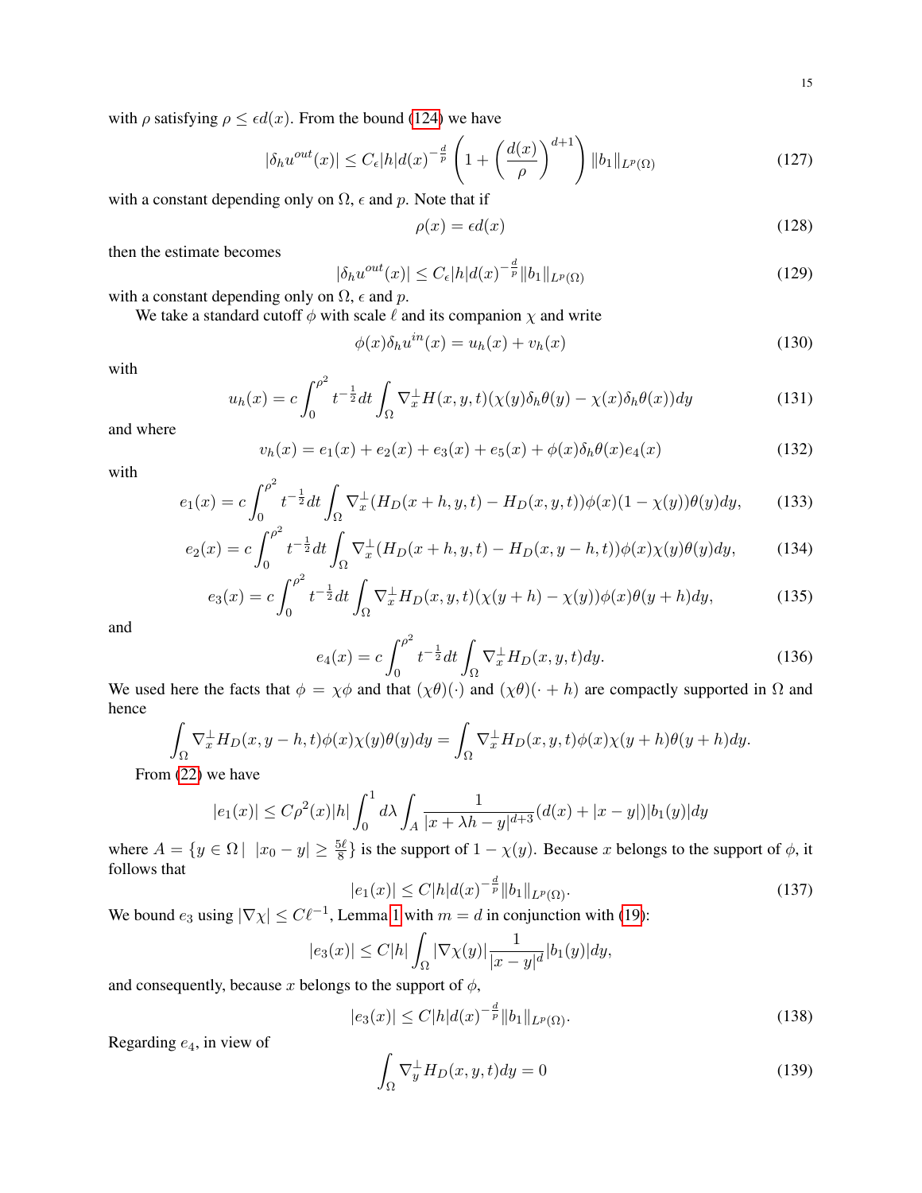with $\rho$ satisfying $\rho \le \epsilon d(x)$. From the bound (124) we have

$$|\delta_h u^{out}(x)| \le C_\epsilon |h| d(x)^{-\frac{d}{p}} \left(1 + \left(\frac{d(x)}{\rho}\right)^{d+1}\right) \|b_1\|_{L^p(\Omega)} \tag{127}$$

with a constant depending only on $\Omega$, $\epsilon$ and $p$. Note that if

$$\rho(x) = \epsilon d(x) \tag{128}$$

then the estimate becomes

$$|\delta_h u^{out}(x)| \le C_\epsilon |h| d(x)^{-\frac{d}{p}} \|b_1\|_{L^p(\Omega)} \tag{129}$$

with a constant depending only on $\Omega$, $\epsilon$ and $p$.

We take a standard cutoff $\phi$ with scale $\ell$ and its companion $\chi$ and write

$$\phi(x)\delta_h u^{in}(x) = u_h(x) + v_h(x) \tag{130}$$

with

$$u_h(x) = c\int_0^{\rho^2} t^{-\frac{1}{2}} dt \int_\Omega \nabla_x^\perp H(x,y,t)(\chi(y)\delta_h\theta(y) - \chi(x)\delta_h\theta(x))dy \tag{131}$$

and where

$$v_h(x) = e_1(x) + e_2(x) + e_3(x) + e_5(x) + \phi(x)\delta_h\theta(x)e_4(x) \tag{132}$$

with

$$e_1(x) = c\int_0^{\rho^2} t^{-\frac{1}{2}} dt \int_\Omega \nabla_x^\perp (H_D(x+h,y,t) - H_D(x,y,t))\phi(x)(1-\chi(y))\theta(y)dy, \tag{133}$$

$$e_2(x) = c\int_0^{\rho^2} t^{-\frac{1}{2}} dt \int_\Omega \nabla_x^\perp (H_D(x+h,y,t) - H_D(x,y-h,t))\phi(x)\chi(y)\theta(y)dy, \tag{134}$$

$$e_3(x) = c\int_0^{\rho^2} t^{-\frac{1}{2}} dt \int_\Omega \nabla_x^\perp H_D(x,y,t)(\chi(y+h) - \chi(y))\phi(x)\theta(y+h)dy, \tag{135}$$

and

$$e_4(x) = c\int_0^{\rho^2} t^{-\frac{1}{2}} dt \int_\Omega \nabla_x^\perp H_D(x,y,t)dy. \tag{136}$$

We used here the facts that $\phi = \chi\phi$ and that $(\chi\theta)(\cdot)$ and $(\chi\theta)(\cdot + h)$ are compactly supported in $\Omega$ and hence

$$\int_\Omega \nabla_x^\perp H_D(x,y-h,t)\phi(x)\chi(y)\theta(y)dy = \int_\Omega \nabla_x^\perp H_D(x,y,t)\phi(x)\chi(y+h)\theta(y+h)dy.$$

From (22) we have

$$|e_1(x)| \le C\rho^2(x)|h|\int_0^1 d\lambda \int_A \frac{1}{|x+\lambda h - y|^{d+3}}(d(x) + |x-y|)|b_1(y)|dy$$

where $A = \{y \in \Omega \mid \ |x_0 - y| \ge \frac{5\ell}{8}\}$ is the support of $1-\chi(y)$. Because $x$ belongs to the support of $\phi$, it follows that

$$|e_1(x)| \le C|h|d(x)^{-\frac{d}{p}}\|b_1\|_{L^p(\Omega)}. \tag{137}$$

We bound $e_3$ using $|\nabla\chi| \le C\ell^{-1}$, Lemma 1 with $m = d$ in conjunction with (19):

$$|e_3(x)| \le C|h|\int_\Omega |\nabla\chi(y)|\frac{1}{|x-y|^d}|b_1(y)|dy,$$

and consequently, because $x$ belongs to the support of $\phi$,

$$|e_3(x)| \le C|h|d(x)^{-\frac{d}{p}}\|b_1\|_{L^p(\Omega)}. \tag{138}$$

Regarding $e_4$, in view of

$$\int_\Omega \nabla_y^\perp H_D(x,y,t)dy = 0 \tag{139}$$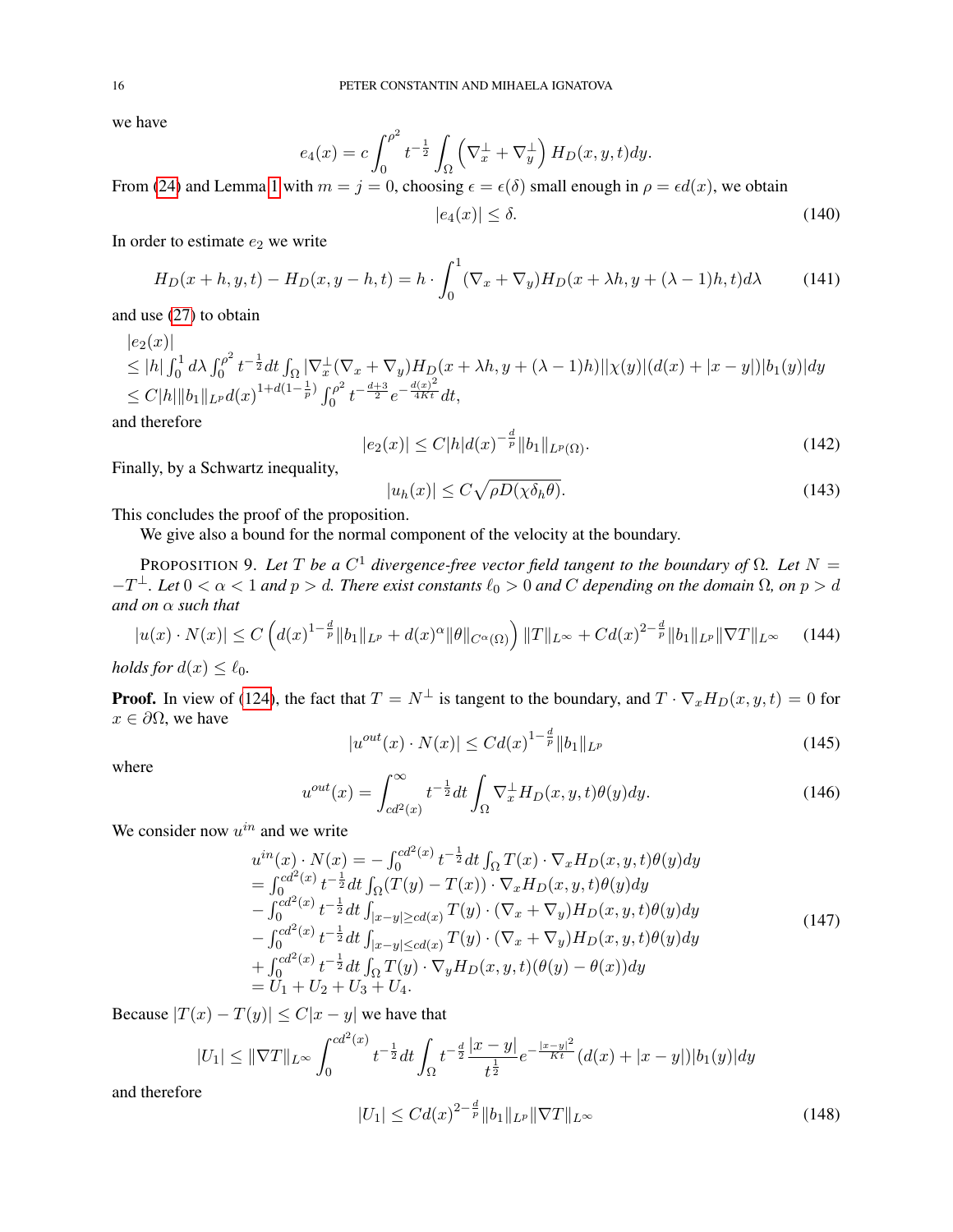we have

$$e_4(x) = c\int_0^{\rho^2} t^{-\frac{1}{2}} \int_\Omega \left(\nabla_x^\perp + \nabla_y^\perp\right) H_D(x,y,t)dy.$$

From (24) and Lemma 1 with $m = j = 0$, choosing $\epsilon = \epsilon(\delta)$ small enough in $\rho = \epsilon d(x)$, we obtain

$$|e_4(x)| \le \delta. \tag{140}$$

In order to estimate $e_2$ we write

$$H_D(x+h, y, t) - H_D(x, y-h, t) = h\cdot \int_0^1 (\nabla_x + \nabla_y) H_D(x+\lambda h, y + (\lambda - 1)h, t) d\lambda \tag{141}$$

and use (27) to obtain

$$\begin{array}{l} |e_2(x)| \\ \le |h|\int_0^1 d\lambda \int_0^{\rho^2} t^{-\frac{1}{2}} dt \int_\Omega |\nabla_x^\perp(\nabla_x + \nabla_y) H_D(x+\lambda h, y+(\lambda-1)h)||\chi(y)|(d(x) + |x-y|)|b_1(y)|dy \\ \le C|h|\|b_1\|_{L^p} d(x)^{1+d(1-\frac{1}{p})}\int_0^{\rho^2} t^{-\frac{d+3}{2}} e^{-\frac{d(x)^2}{4Kt}} dt, \end{array}$$

and therefore

$$|e_2(x)| \le C|h| d(x)^{-\frac{d}{p}}\|b_1\|_{L^p(\Omega)}. \tag{142}$$

Finally, by a Schwartz inequality,

$$|u_h(x)| \le C\sqrt{\rho D(\chi\delta_h\theta)}. \tag{143}$$

This concludes the proof of the proposition.

We give also a bound for the normal component of the velocity at the boundary.

PROPOSITION 9. *Let $T$ be a $C^1$ divergence-free vector field tangent to the boundary of $\Omega$. Let $N = -T^\perp$. Let $0 < \alpha < 1$ and $p > d$. There exist constants $\ell_0 > 0$ and $C$ depending on the domain $\Omega$, on $p > d$ and on $\alpha$ such that*

$$|u(x)\cdot N(x)| \le C\left(d(x)^{1-\frac{d}{p}}\|b_1\|_{L^p} + d(x)^\alpha \|\theta\|_{C^\alpha(\Omega)}\right)\|T\|_{L^\infty} + Cd(x)^{2-\frac{d}{p}}\|b_1\|_{L^p}\|\nabla T\|_{L^\infty} \tag{144}$$

*holds for $d(x) \le \ell_0$.*

**Proof.** In view of (124), the fact that $T = N^\perp$ is tangent to the boundary, and $T\cdot\nabla_x H_D(x,y,t) = 0$ for $x\in\partial\Omega$, we have

$$|u^{out}(x)\cdot N(x)| \le Cd(x)^{1-\frac{d}{p}}\|b_1\|_{L^p} \tag{145}$$

where

$$u^{out}(x) = \int_{cd^2(x)}^\infty t^{-\frac{1}{2}} dt \int_\Omega \nabla_x^\perp H_D(x,y,t)\theta(y)dy. \tag{146}$$

We consider now $u^{in}$ and we write

$$\begin{array}{l} u^{in}(x)\cdot N(x) = -\int_0^{cd^2(x)} t^{-\frac{1}{2}} dt \int_\Omega T(x)\cdot \nabla_x H_D(x,y,t)\theta(y)dy \\ = \int_0^{cd^2(x)} t^{-\frac{1}{2}} dt \int_\Omega (T(y) - T(x))\cdot\nabla_x H_D(x,y,t)\theta(y)dy \\ -\int_0^{cd^2(x)} t^{-\frac{1}{2}} dt \int_{|x-y|\ge cd(x)} T(y)\cdot(\nabla_x + \nabla_y)H_D(x,y,t)\theta(y)dy \\ -\int_0^{cd^2(x)} t^{-\frac{1}{2}} dt \int_{|x-y|\le cd(x)} T(y)\cdot(\nabla_x + \nabla_y)H_D(x,y,t)\theta(y)dy \\ +\int_0^{cd^2(x)} t^{-\frac{1}{2}} dt \int_\Omega T(y)\cdot\nabla_y H_D(x,y,t)(\theta(y) - \theta(x))dy \\ = U_1 + U_2 + U_3 + U_4. \end{array} \tag{147}$$

Because $|T(x) - T(y)| \le C|x-y|$ we have that

$$|U_1| \le \|\nabla T\|_{L^\infty}\int_0^{cd^2(x)} t^{-\frac{1}{2}} dt \int_\Omega t^{-\frac{d}{2}}\frac{|x-y|}{t^{\frac{1}{2}}} e^{-\frac{|x-y|^2}{Kt}}(d(x) + |x-y|)|b_1(y)|dy$$

and therefore

$$|U_1| \le Cd(x)^{2-\frac{d}{p}}\|b_1\|_{L^p}\|\nabla T\|_{L^\infty} \tag{148}$$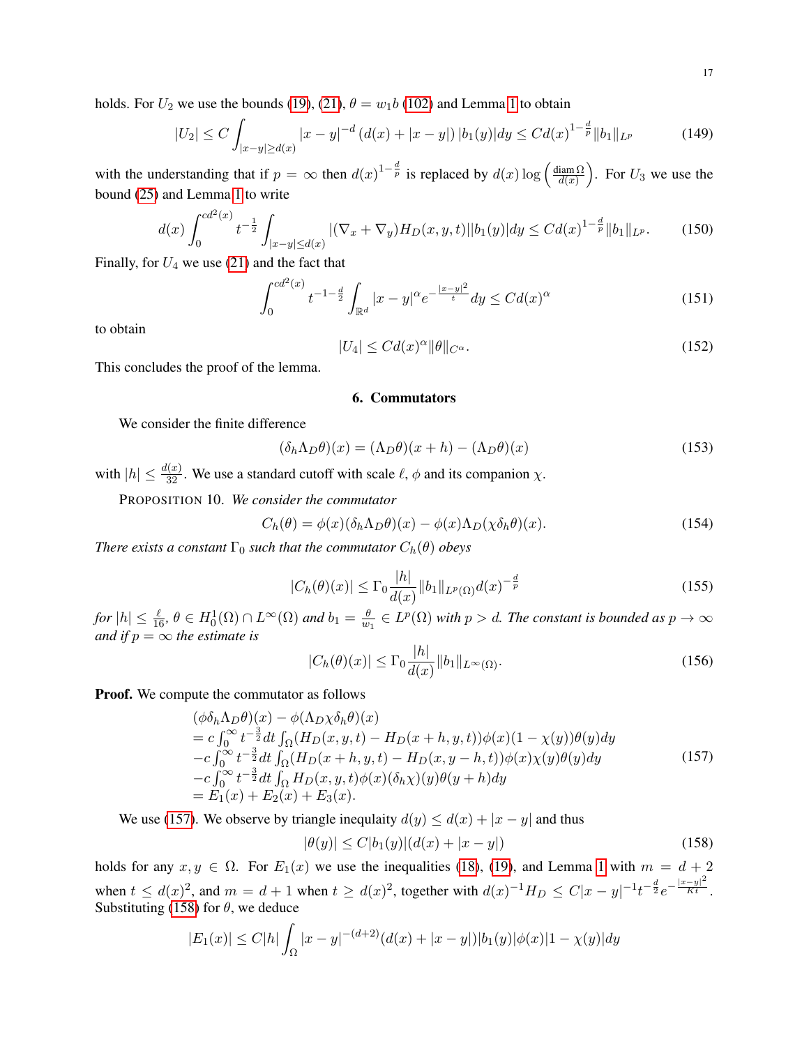holds. For $U_2$ we use the bounds (19), (21), $\theta = w_1 b$ (102) and Lemma 1 to obtain

$$|U_2| \le C \int_{|x-y|\ge d(x)} |x-y|^{-d} \left(d(x) + |x-y|\right) |b_1(y)| dy \le C d(x)^{1-\frac{d}{p}} \|b_1\|_{L^p} \tag{149}$$

with the understanding that if $p = \infty$ then $d(x)^{1-\frac{d}{p}}$ is replaced by $d(x) \log\left(\frac{\operatorname{diam}\Omega}{d(x)}\right)$. For $U_3$ we use the bound (25) and Lemma 1 to write

$$d(x) \int_0^{cd^2(x)} t^{-\frac{1}{2}} \int_{|x-y|\le d(x)} |(\nabla_x + \nabla_y) H_D(x,y,t)| |b_1(y)| dy \le C d(x)^{1-\frac{d}{p}} \|b_1\|_{L^p}. \tag{150}$$

Finally, for $U_4$ we use (21) and the fact that

$$\int_0^{cd^2(x)} t^{-1-\frac{d}{2}} \int_{\mathbb{R}^d} |x-y|^{\alpha} e^{-\frac{|x-y|^2}{t}} dy \le C d(x)^{\alpha} \tag{151}$$

to obtain

$$|U_4| \le C d(x)^{\alpha} \|\theta\|_{C^{\alpha}}. \tag{152}$$

This concludes the proof of the lemma.

## 6. Commutators

We consider the finite difference

$$(\delta_h \Lambda_D \theta)(x) = (\Lambda_D \theta)(x+h) - (\Lambda_D \theta)(x) \tag{153}$$

with $|h| \le \frac{d(x)}{32}$. We use a standard cutoff with scale $\ell$, $\phi$ and its companion $\chi$.

PROPOSITION 10. *We consider the commutator*

$$C_h(\theta) = \phi(x)(\delta_h \Lambda_D \theta)(x) - \phi(x) \Lambda_D(\chi \delta_h \theta)(x). \tag{154}$$

*There exists a constant $\Gamma_0$ such that the commutator $C_h(\theta)$ obeys*

$$|C_h(\theta)(x)| \le \Gamma_0 \frac{|h|}{d(x)} \|b_1\|_{L^p(\Omega)} d(x)^{-\frac{d}{p}} \tag{155}$$

*for $|h| \le \frac{\ell}{16}$, $\theta \in H_0^1(\Omega) \cap L^{\infty}(\Omega)$ and $b_1 = \frac{\theta}{w_1} \in L^p(\Omega)$ with $p > d$. The constant is bounded as $p \to \infty$ and if $p = \infty$ the estimate is*

$$|C_h(\theta)(x)| \le \Gamma_0 \frac{|h|}{d(x)} \|b_1\|_{L^{\infty}(\Omega)}. \tag{156}$$

**Proof.** We compute the commutator as follows

$$\begin{array}{l}
(\phi \delta_h \Lambda_D \theta)(x) - \phi(\Lambda_D \chi \delta_h \theta)(x) \\
= c\int_0^{\infty} t^{-\frac{3}{2}} dt \int_{\Omega} (H_D(x,y,t) - H_D(x+h,y,t)) \phi(x)(1-\chi(y))\theta(y) dy \\
-c\int_0^{\infty} t^{-\frac{3}{2}} dt \int_{\Omega} (H_D(x+h,y,t) - H_D(x,y-h,t)) \phi(x)\chi(y)\theta(y) dy \\
-c\int_0^{\infty} t^{-\frac{3}{2}} dt \int_{\Omega} H_D(x,y,t)\phi(x)(\delta_h \chi)(y)\theta(y+h) dy \\
= E_1(x) + E_2(x) + E_3(x).
\end{array} \tag{157}$$

We use (157). We observe by triangle inequlaity $d(y) \le d(x) + |x-y|$ and thus

$$|\theta(y)| \le C|b_1(y)|(d(x) + |x-y|) \tag{158}$$

holds for any $x, y \in \Omega$. For $E_1(x)$ we use the inequalities (18), (19), and Lemma 1 with $m = d+2$ when $t \le d(x)^2$, and $m = d+1$ when $t \ge d(x)^2$, together with $d(x)^{-1} H_D \le C|x-y|^{-1} t^{-\frac{d}{2}} e^{-\frac{|x-y|^2}{Kt}}$. Substituting (158) for $\theta$, we deduce

$$|E_1(x)| \le C|h| \int_{\Omega} |x-y|^{-(d+2)} (d(x) + |x-y|) |b_1(y)| |\phi(x)| 1 - \chi(y)| dy$$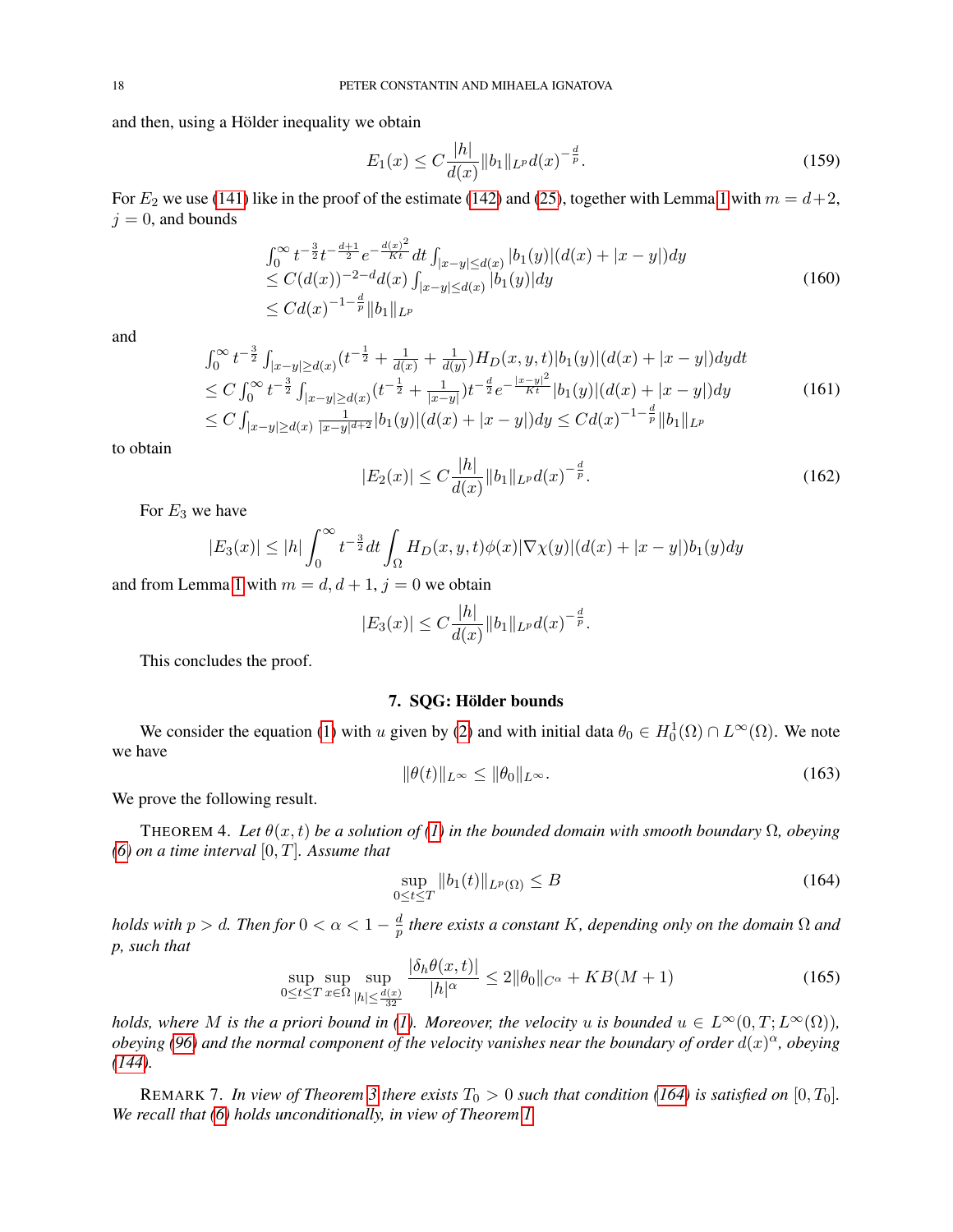and then, using a Hölder inequality we obtain

$$
E_1(x) \le C\frac{|h|}{d(x)}\|b_1\|_{L^p} d(x)^{-\frac{d}{p}}. \tag{159}
$$

For $E_2$ we use (141) like in the proof of the estimate (142) and (25), together with Lemma 1 with $m = d+2$, $j = 0$, and bounds

$$
\begin{array}{l}
\int_0^\infty t^{-\frac{3}{2}} t^{-\frac{d+1}{2}} e^{-\frac{d(x)^2}{Kt}} dt \int_{|x-y|\le d(x)} |b_1(y)|(d(x)+|x-y|)dy\\
\le C(d(x))^{-2-d} d(x)\int_{|x-y|\le d(x)} |b_1(y)|dy\\
\le C d(x)^{-1-\frac{d}{p}}\|b_1\|_{L^p}
\end{array}
\tag{160}
$$

and

$$
\begin{array}{l}
\int_0^\infty t^{-\frac{3}{2}}\int_{|x-y|\ge d(x)} (t^{-\frac{1}{2}} + \frac{1}{d(x)} + \frac{1}{d(y)}) H_D(x,y,t)|b_1(y)|(d(x)+|x-y|)dydt\\
\le C\int_0^\infty t^{-\frac{3}{2}}\int_{|x-y|\ge d(x)} (t^{-\frac{1}{2}} + \frac{1}{|x-y|}) t^{-\frac{d}{2}} e^{-\frac{|x-y|^2}{Kt}} |b_1(y)|(d(x)+|x-y|)dy\\
\le C\int_{|x-y|\ge d(x)} \frac{1}{|x-y|^{d+2}}|b_1(y)|(d(x)+|x-y|)dy \le C d(x)^{-1-\frac{d}{p}}\|b_1\|_{L^p}
\end{array}
\tag{161}
$$

to obtain

$$
|E_2(x)| \le C\frac{|h|}{d(x)}\|b_1\|_{L^p} d(x)^{-\frac{d}{p}}. \tag{162}
$$

For $E_3$ we have

$$
|E_3(x)| \le |h|\int_0^\infty t^{-\frac{3}{2}} dt \int_\Omega H_D(x,y,t)\phi(x)|\nabla\chi(y)|(d(x)+|x-y|)b_1(y)dy
$$

and from Lemma 1 with $m = d, d+1$, $j = 0$ we obtain

$$
|E_3(x)| \le C\frac{|h|}{d(x)}\|b_1\|_{L^p} d(x)^{-\frac{d}{p}}.
$$

This concludes the proof.

## 7. SQG: Hölder bounds

We consider the equation (1) with $u$ given by (2) and with initial data $\theta_0 \in H_0^1(\Omega)\cap L^\infty(\Omega)$. We note we have

$$
\|\theta(t)\|_{L^\infty} \le \|\theta_0\|_{L^\infty}. \tag{163}
$$

We prove the following result.

THEOREM 4. *Let $\theta(x,t)$ be a solution of (1) in the bounded domain with smooth boundary $\Omega$, obeying (6) on a time interval $[0,T]$. Assume that*

$$
\sup_{0\le t\le T}\|b_1(t)\|_{L^p(\Omega)} \le B \tag{164}
$$

*holds with $p > d$. Then for $0 < \alpha < 1 - \frac{d}{p}$ there exists a constant $K$, depending only on the domain $\Omega$ and $p$, such that*

$$
\sup_{0\le t\le T}\sup_{x\in\Omega}\sup_{|h|\le\frac{d(x)}{32}}\frac{|\delta_h\theta(x,t)|}{|h|^\alpha} \le 2\|\theta_0\|_{C^\alpha} + KB(M+1) \tag{165}
$$

*holds, where $M$ is the a priori bound in (1). Moreover, the velocity $u$ is bounded $u \in L^\infty(0,T;L^\infty(\Omega))$, obeying (96) and the normal component of the velocity vanishes near the boundary of order $d(x)^\alpha$, obeying (144).*

REMARK 7. *In view of Theorem 3 there exists $T_0 > 0$ such that condition (164) is satisfied on $[0,T_0]$. We recall that (6) holds unconditionally, in view of Theorem 1.*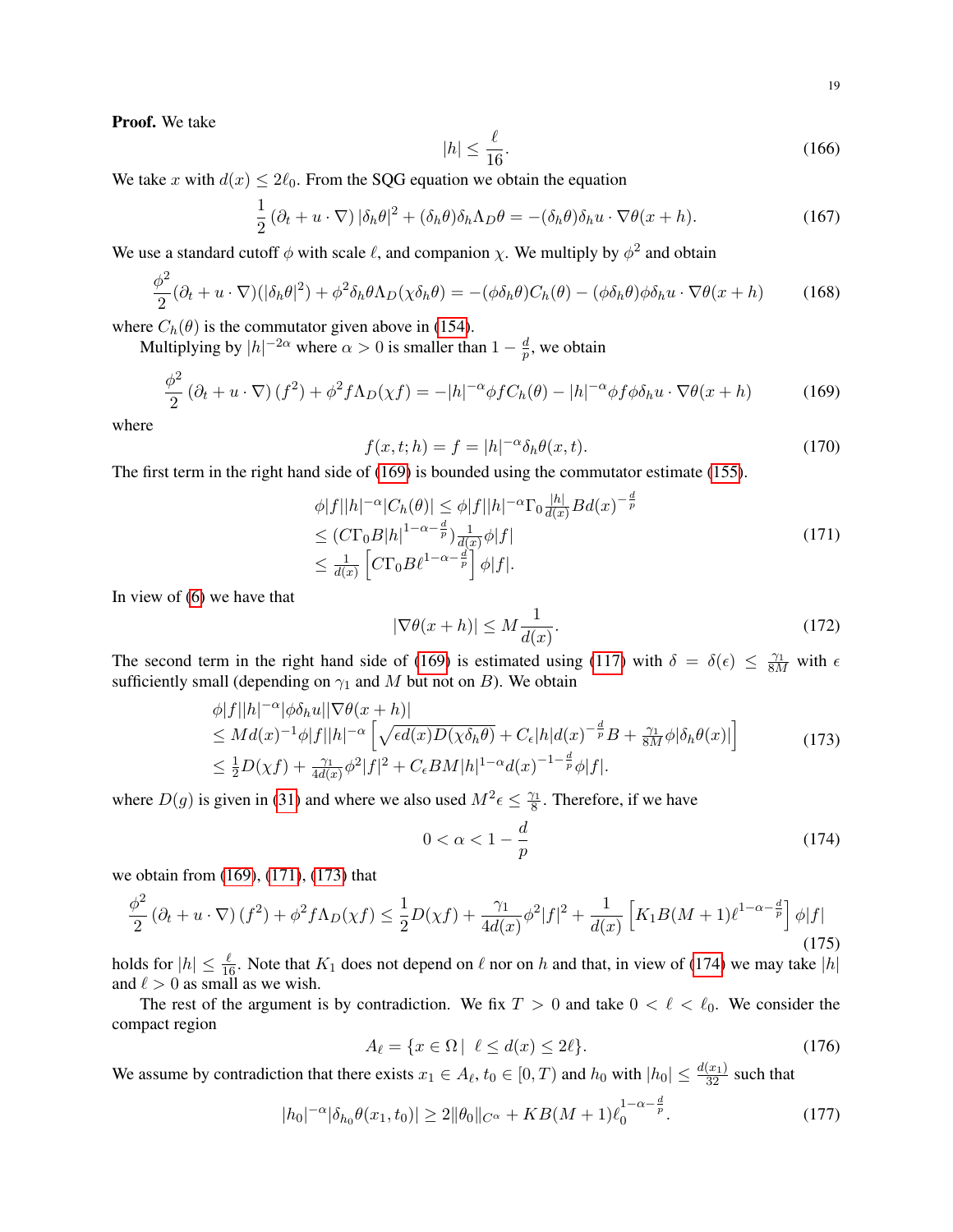**Proof.** We take

$$
|h| \le \frac{\ell}{16}. \tag{166}
$$

We take $x$ with $d(x) \le 2\ell_0$. From the SQG equation we obtain the equation

$$
\frac{1}{2}\left(\partial_t + u\cdot\nabla\right)|\delta_h\theta|^2 + (\delta_h\theta)\delta_h\Lambda_D\theta = -(\delta_h\theta)\delta_h u\cdot\nabla\theta(x+h). \tag{167}
$$

We use a standard cutoff $\phi$ with scale $\ell$, and companion $\chi$. We multiply by $\phi^2$ and obtain

$$
\frac{\phi^2}{2}(\partial_t + u\cdot\nabla)(|\delta_h\theta|^2) + \phi^2\delta_h\theta\Lambda_D(\chi\delta_h\theta) = -(\phi\delta_h\theta)C_h(\theta) - (\phi\delta_h\theta)\phi\delta_h u\cdot\nabla\theta(x+h) \tag{168}
$$

where $C_h(\theta)$ is the commutator given above in (154).

Multiplying by $|h|^{-2\alpha}$ where $\alpha > 0$ is smaller than $1 - \frac{d}{p}$, we obtain

$$
\frac{\phi^2}{2}\left(\partial_t + u\cdot\nabla\right)(f^2) + \phi^2 f\Lambda_D(\chi f) = -|h|^{-\alpha}\phi f C_h(\theta) - |h|^{-\alpha}\phi f\phi\delta_h u\cdot\nabla\theta(x+h) \tag{169}
$$

where

$$
f(x,t;h) = f = |h|^{-\alpha}\delta_h\theta(x,t). \tag{170}
$$

The first term in the right hand side of (169) is bounded using the commutator estimate (155).

$$
\begin{array}{l}
\phi|f||h|^{-\alpha}|C_h(\theta)| \le \phi|f||h|^{-\alpha}\Gamma_0\frac{|h|}{d(x)}Bd(x)^{-\frac{d}{p}}\\
\le (C\Gamma_0 B|h|^{1-\alpha-\frac{d}{p}})\frac{1}{d(x)}\phi|f|\\
\le \frac{1}{d(x)}\left[C\Gamma_0 B\ell^{1-\alpha-\frac{d}{p}}\right]\phi|f|.
\end{array} \tag{171}
$$

In view of (6) we have that

$$
|\nabla\theta(x+h)| \le M\frac{1}{d(x)}. \tag{172}
$$

The second term in the right hand side of (169) is estimated using (117) with $\delta = \delta(\epsilon) \le \frac{\gamma_1}{8M}$ with $\epsilon$ sufficiently small (depending on $\gamma_1$ and $M$ but not on $B$). We obtain

$$
\begin{array}{l}
\phi|f||h|^{-\alpha}|\phi\delta_h u||\nabla\theta(x+h)|\\
\le Md(x)^{-1}\phi|f||h|^{-\alpha}\left[\sqrt{\epsilon d(x)D(\chi\delta_h\theta)} + C_\epsilon|h|d(x)^{-\frac{d}{p}}B + \frac{\gamma_1}{8M}\phi|\delta_h\theta(x)|\right]\\
\le \frac{1}{2}D(\chi f) + \frac{\gamma_1}{4d(x)}\phi^2|f|^2 + C_\epsilon BM|h|^{1-\alpha}d(x)^{-1-\frac{d}{p}}\phi|f|.
\end{array} \tag{173}
$$

where $D(g)$ is given in (31) and where we also used $M^2\epsilon \le \frac{\gamma_1}{8}$. Therefore, if we have

$$
0 < \alpha < 1 - \frac{d}{p} \tag{174}
$$

we obtain from (169), (171), (173) that

$$
\frac{\phi^2}{2}\left(\partial_t + u\cdot\nabla\right)(f^2) + \phi^2 f\Lambda_D(\chi f) \le \frac{1}{2}D(\chi f) + \frac{\gamma_1}{4d(x)}\phi^2|f|^2 + \frac{1}{d(x)}\left[K_1 B(M+1)\ell^{1-\alpha-\frac{d}{p}}\right]\phi|f| \tag{175}
$$

holds for $|h| \le \frac{\ell}{16}$. Note that $K_1$ does not depend on $\ell$ nor on $h$ and that, in view of (174) we may take $|h|$ and $\ell > 0$ as small as we wish.

The rest of the argument is by contradiction. We fix $T > 0$ and take $0 < \ell < \ell_0$. We consider the compact region

$$
A_\ell = \{x \in \Omega \mid \ \ell \le d(x) \le 2\ell\}. \tag{176}
$$

We assume by contradiction that there exists $x_1 \in A_\ell$, $t_0 \in [0,T)$ and $h_0$ with $|h_0| \le \frac{d(x_1)}{32}$ such that

$$
|h_0|^{-\alpha}|\delta_{h_0}\theta(x_1,t_0)| \ge 2\|\theta_0\|_{C^\alpha} + KB(M+1)\ell_0^{1-\alpha-\frac{d}{p}}. \tag{177}
$$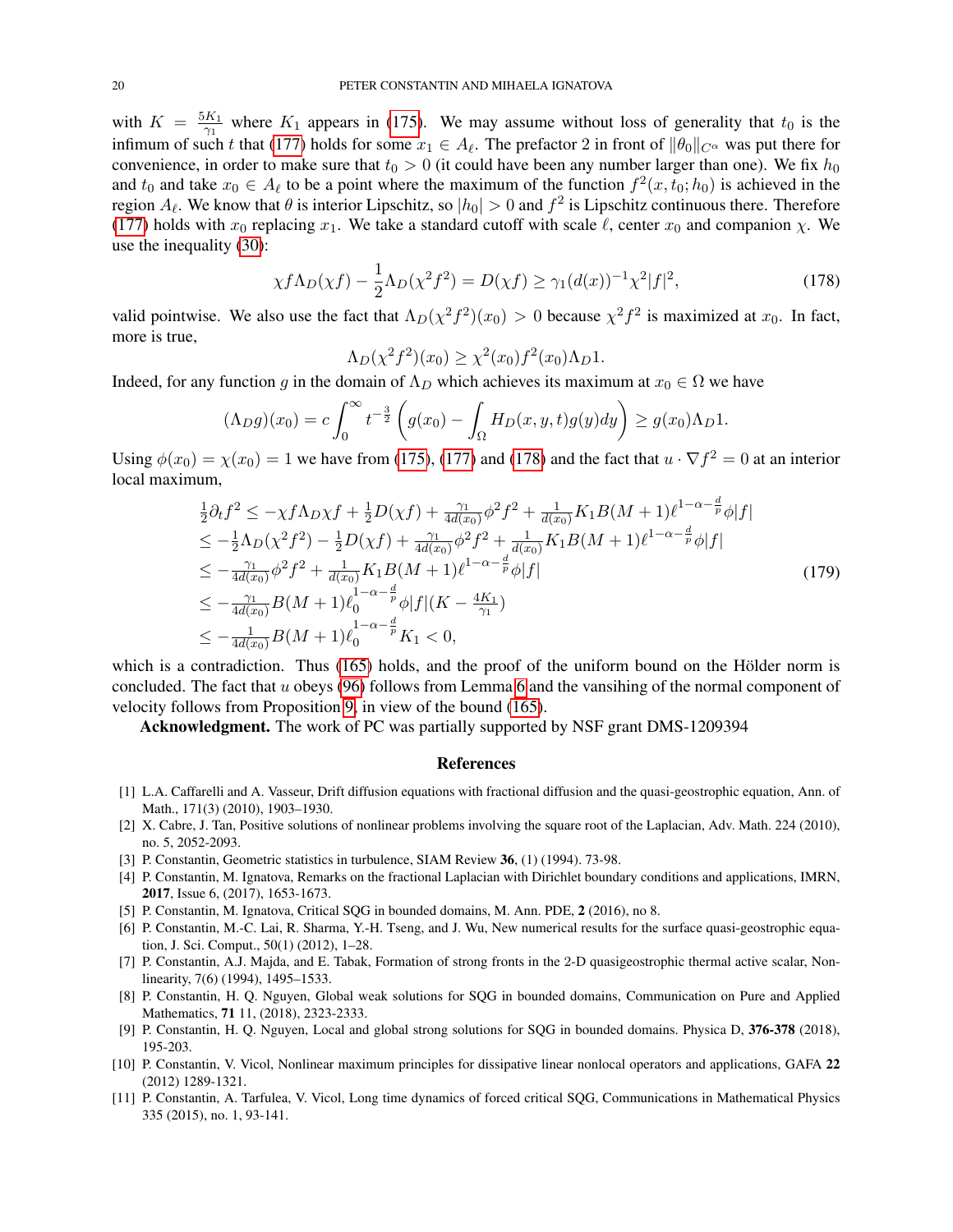with $K = \frac{5K_1}{\gamma_1}$ where $K_1$ appears in (175). We may assume without loss of generality that $t_0$ is the infimum of such $t$ that (177) holds for some $x_1 \in A_\ell$. The prefactor 2 in front of $\|\theta_0\|_{C^\alpha}$ was put there for convenience, in order to make sure that $t_0 > 0$ (it could have been any number larger than one). We fix $h_0$ and $t_0$ and take $x_0 \in A_\ell$ to be a point where the maximum of the function $f^2(x, t_0; h_0)$ is achieved in the region $A_\ell$. We know that $\theta$ is interior Lipschitz, so $|h_0| > 0$ and $f^2$ is Lipschitz continuous there. Therefore (177) holds with $x_0$ replacing $x_1$. We take a standard cutoff with scale $\ell$, center $x_0$ and companion $\chi$. We use the inequality (30):

$$\chi f \Lambda_D(\chi f) - \frac{1}{2}\Lambda_D(\chi^2 f^2) = D(\chi f) \geq \gamma_1 (d(x))^{-1}\chi^2 |f|^2, \tag{178}$$

valid pointwise. We also use the fact that $\Lambda_D(\chi^2 f^2)(x_0) > 0$ because $\chi^2 f^2$ is maximized at $x_0$. In fact, more is true,

$$\Lambda_D(\chi^2 f^2)(x_0) \geq \chi^2(x_0) f^2(x_0) \Lambda_D 1.$$

Indeed, for any function $g$ in the domain of $\Lambda_D$ which achieves its maximum at $x_0 \in \Omega$ we have

$$(\Lambda_D g)(x_0) = c\int_0^\infty t^{-\frac{3}{2}}\left(g(x_0) - \int_\Omega H_D(x,y,t) g(y) dy\right) \geq g(x_0)\Lambda_D 1.$$

Using $\phi(x_0) = \chi(x_0) = 1$ we have from (175), (177) and (178) and the fact that $u \cdot \nabla f^2 = 0$ at an interior local maximum,

$$\begin{array}{l}
\frac{1}{2}\partial_t f^2 \leq -\chi f \Lambda_D \chi f + \frac{1}{2} D(\chi f) + \frac{\gamma_1}{4d(x_0)}\phi^2 f^2 + \frac{1}{d(x_0)} K_1 B(M+1)\ell^{1-\alpha-\frac{d}{p}}\phi |f| \\
\leq -\frac{1}{2}\Lambda_D(\chi^2 f^2) - \frac{1}{2}D(\chi f) + \frac{\gamma_1}{4d(x_0)}\phi^2 f^2 + \frac{1}{d(x_0)} K_1 B(M+1)\ell^{1-\alpha-\frac{d}{p}}\phi|f| \\
\leq -\frac{\gamma_1}{4d(x_0)}\phi^2 f^2 + \frac{1}{d(x_0)} K_1 B(M+1)\ell^{1-\alpha-\frac{d}{p}}\phi|f| \\
\leq -\frac{\gamma_1}{4d(x_0)} B(M+1)\ell_0^{1-\alpha-\frac{d}{p}}\phi|f|(K - \frac{4K_1}{\gamma_1}) \\
\leq -\frac{1}{4d(x_0)} B(M+1)\ell_0^{1-\alpha-\frac{d}{p}} K_1 < 0,
\end{array} \tag{179}$$

which is a contradiction. Thus (165) holds, and the proof of the uniform bound on the Hölder norm is concluded. The fact that $u$ obeys (96) follows from Lemma 6 and the vansihing of the normal component of velocity follows from Proposition 9, in view of the bound (165).

**Acknowledgment.** The work of PC was partially supported by NSF grant DMS-1209394

## References

[1] L.A. Caffarelli and A. Vasseur, Drift diffusion equations with fractional diffusion and the quasi-geostrophic equation, Ann. of Math., 171(3) (2010), 1903–1930.

[2] X. Cabre, J. Tan, Positive solutions of nonlinear problems involving the square root of the Laplacian, Adv. Math. 224 (2010), no. 5, 2052-2093.

[3] P. Constantin, Geometric statistics in turbulence, SIAM Review **36**, (1) (1994). 73-98.

[4] P. Constantin, M. Ignatova, Remarks on the fractional Laplacian with Dirichlet boundary conditions and applications, IMRN, **2017**, Issue 6, (2017), 1653-1673.

[5] P. Constantin, M. Ignatova, Critical SQG in bounded domains, M. Ann. PDE, **2** (2016), no 8.

[6] P. Constantin, M.-C. Lai, R. Sharma, Y.-H. Tseng, and J. Wu, New numerical results for the surface quasi-geostrophic equation, J. Sci. Comput., 50(1) (2012), 1–28.

[7] P. Constantin, A.J. Majda, and E. Tabak, Formation of strong fronts in the 2-D quasigeostrophic thermal active scalar, Nonlinearity, 7(6) (1994), 1495–1533.

[8] P. Constantin, H. Q. Nguyen, Global weak solutions for SQG in bounded domains, Communication on Pure and Applied Mathematics, **71** 11, (2018), 2323-2333.

[9] P. Constantin, H. Q. Nguyen, Local and global strong solutions for SQG in bounded domains. Physica D, **376-378** (2018), 195-203.

[10] P. Constantin, V. Vicol, Nonlinear maximum principles for dissipative linear nonlocal operators and applications, GAFA **22** (2012) 1289-1321.

[11] P. Constantin, A. Tarfulea, V. Vicol, Long time dynamics of forced critical SQG, Communications in Mathematical Physics 335 (2015), no. 1, 93-141.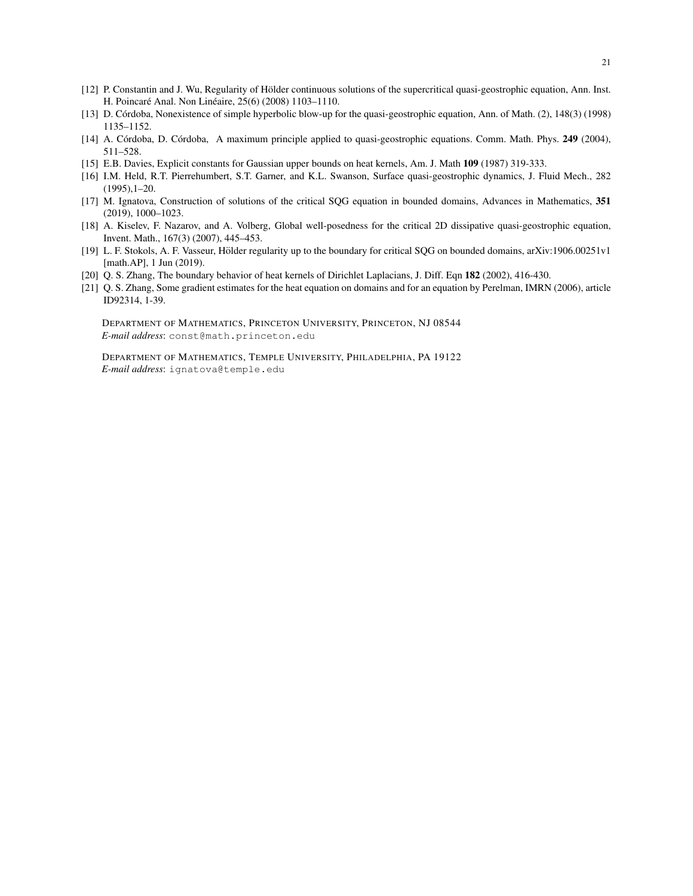[12] P. Constantin and J. Wu, Regularity of Hölder continuous solutions of the supercritical quasi-geostrophic equation, Ann. Inst. H. Poincaré Anal. Non Linéaire, 25(6) (2008) 1103–1110.

[13] D. Córdoba, Nonexistence of simple hyperbolic blow-up for the quasi-geostrophic equation, Ann. of Math. (2), 148(3) (1998) 1135–1152.

[14] A. Córdoba, D. Córdoba, A maximum principle applied to quasi-geostrophic equations. Comm. Math. Phys. **249** (2004), 511–528.

[15] E.B. Davies, Explicit constants for Gaussian upper bounds on heat kernels, Am. J. Math **109** (1987) 319-333.

[16] I.M. Held, R.T. Pierrehumbert, S.T. Garner, and K.L. Swanson, Surface quasi-geostrophic dynamics, J. Fluid Mech., 282 (1995),1–20.

[17] M. Ignatova, Construction of solutions of the critical SQG equation in bounded domains, Advances in Mathematics, **351** (2019), 1000–1023.

[18] A. Kiselev, F. Nazarov, and A. Volberg, Global well-posedness for the critical 2D dissipative quasi-geostrophic equation, Invent. Math., 167(3) (2007), 445–453.

[19] L. F. Stokols, A. F. Vasseur, Hölder regularity up to the boundary for critical SQG on bounded domains, arXiv:1906.00251v1 [math.AP], 1 Jun (2019).

[20] Q. S. Zhang, The boundary behavior of heat kernels of Dirichlet Laplacians, J. Diff. Eqn **182** (2002), 416-430.

[21] Q. S. Zhang, Some gradient estimates for the heat equation on domains and for an equation by Perelman, IMRN (2006), article ID92314, 1-39.

DEPARTMENT OF MATHEMATICS, PRINCETON UNIVERSITY, PRINCETON, NJ 08544
*E-mail address*: const@math.princeton.edu

DEPARTMENT OF MATHEMATICS, TEMPLE UNIVERSITY, PHILADELPHIA, PA 19122
*E-mail address*: ignatova@temple.edu